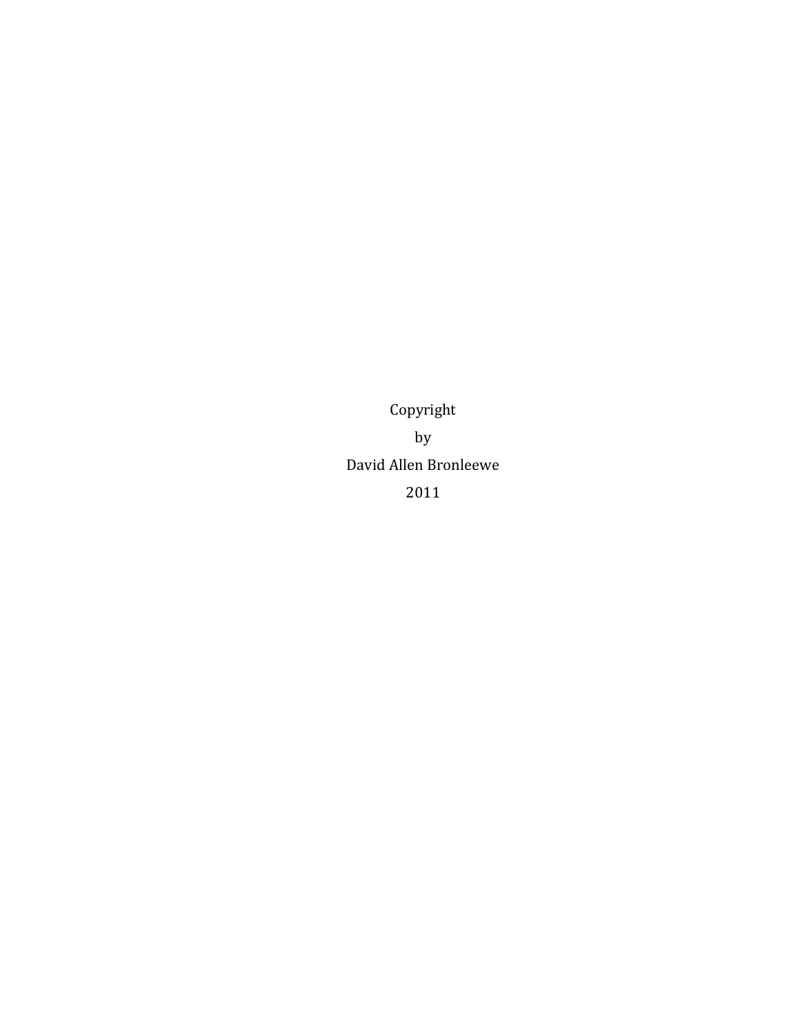Copyright

by

David Allen Bronleewe

2011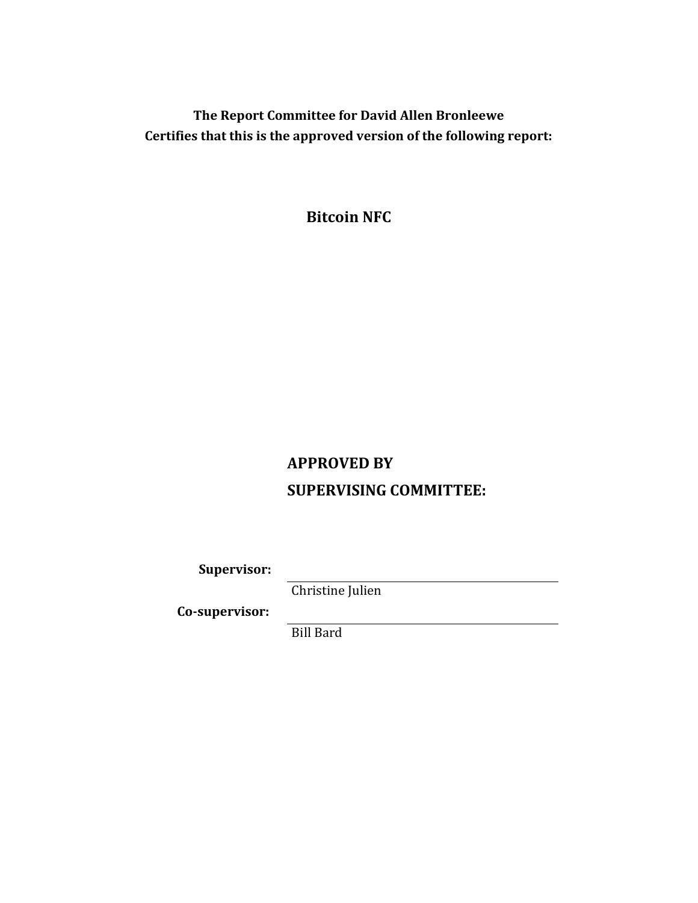**The Report Committee for David Allen Bronleewe**
**Certifies that this is the approved version of the following report:**

# Bitcoin NFC

**APPROVED BY**
**SUPERVISING COMMITTEE:**

**Supervisor:** ______________________________
Christine Julien

**Co-supervisor:** ______________________________
Bill Bard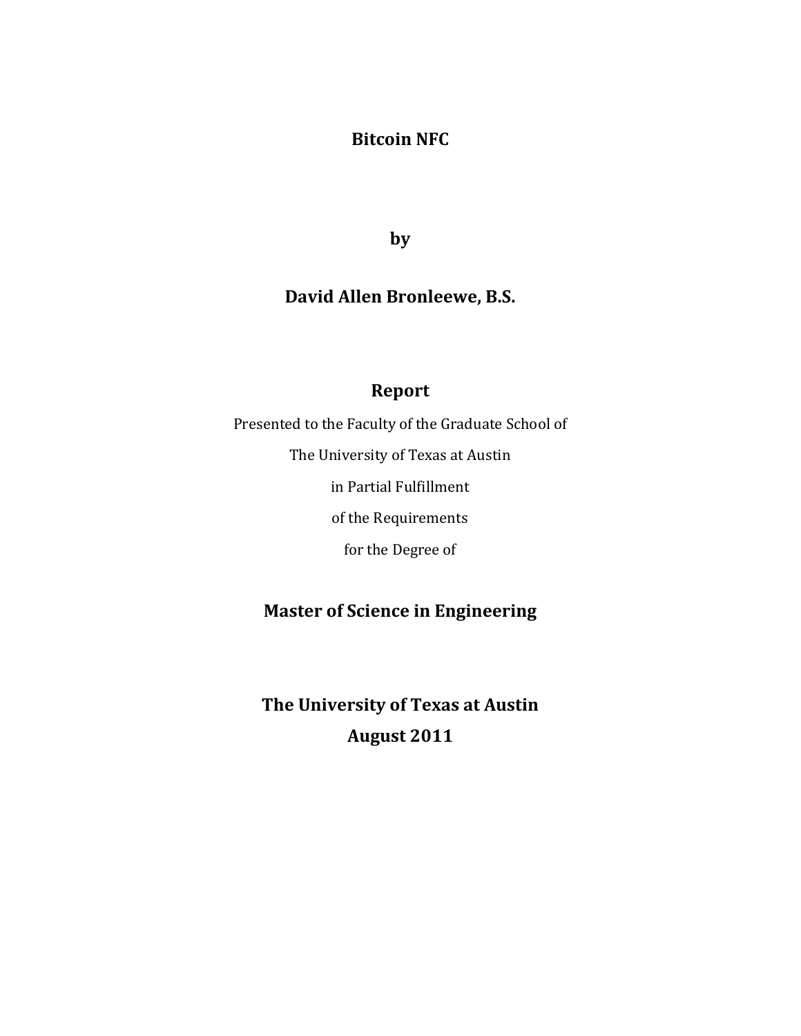# Bitcoin NFC

**by**

**David Allen Bronleewe, B.S.**

## Report

Presented to the Faculty of the Graduate School of

The University of Texas at Austin

in Partial Fulfillment

of the Requirements

for the Degree of

**Master of Science in Engineering**

**The University of Texas at Austin**
**August 2011**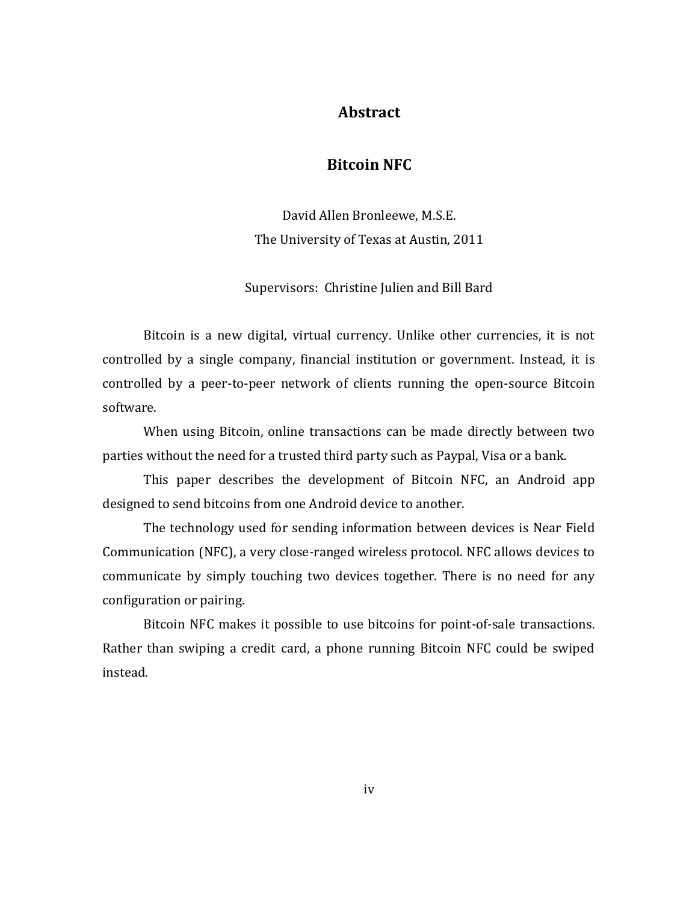# Abstract

## Bitcoin NFC

David Allen Bronleewe, M.S.E.
The University of Texas at Austin, 2011

Supervisors: Christine Julien and Bill Bard

Bitcoin is a new digital, virtual currency. Unlike other currencies, it is not controlled by a single company, financial institution or government. Instead, it is controlled by a peer-to-peer network of clients running the open-source Bitcoin software.

When using Bitcoin, online transactions can be made directly between two parties without the need for a trusted third party such as Paypal, Visa or a bank.

This paper describes the development of Bitcoin NFC, an Android app designed to send bitcoins from one Android device to another.

The technology used for sending information between devices is Near Field Communication (NFC), a very close-ranged wireless protocol. NFC allows devices to communicate by simply touching two devices together. There is no need for any configuration or pairing.

Bitcoin NFC makes it possible to use bitcoins for point-of-sale transactions. Rather than swiping a credit card, a phone running Bitcoin NFC could be swiped instead.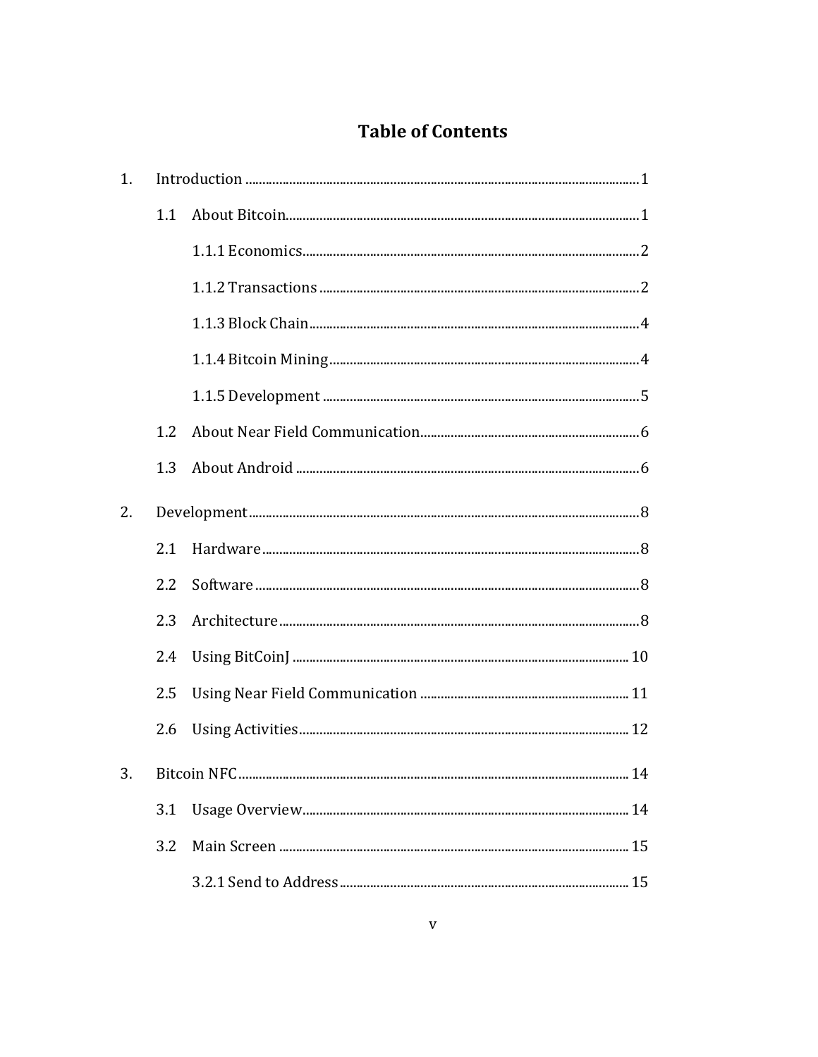# Table of Contents

1. Introduction ........................................................................................................ 1
   - 1.1 About Bitcoin ............................................................................................ 1
     - 1.1.1 Economics ....................................................................................... 2
     - 1.1.2 Transactions ................................................................................... 2
     - 1.1.3 Block Chain ..................................................................................... 4
     - 1.1.4 Bitcoin Mining ................................................................................ 4
     - 1.1.5 Development ................................................................................... 5
   - 1.2 About Near Field Communication ............................................................ 6
   - 1.3 About Android ........................................................................................... 6
2. Development ....................................................................................................... 8
   - 2.1 Hardware ................................................................................................... 8
   - 2.2 Software ..................................................................................................... 8
   - 2.3 Architecture ............................................................................................... 8
   - 2.4 Using BitCoinJ ......................................................................................... 10
   - 2.5 Using Near Field Communication .......................................................... 11
   - 2.6 Using Activities ....................................................................................... 12
3. Bitcoin NFC ........................................................................................................ 14
   - 3.1 Usage Overview ....................................................................................... 14
   - 3.2 Main Screen ............................................................................................. 15
     - 3.2.1 Send to Address ............................................................................ 15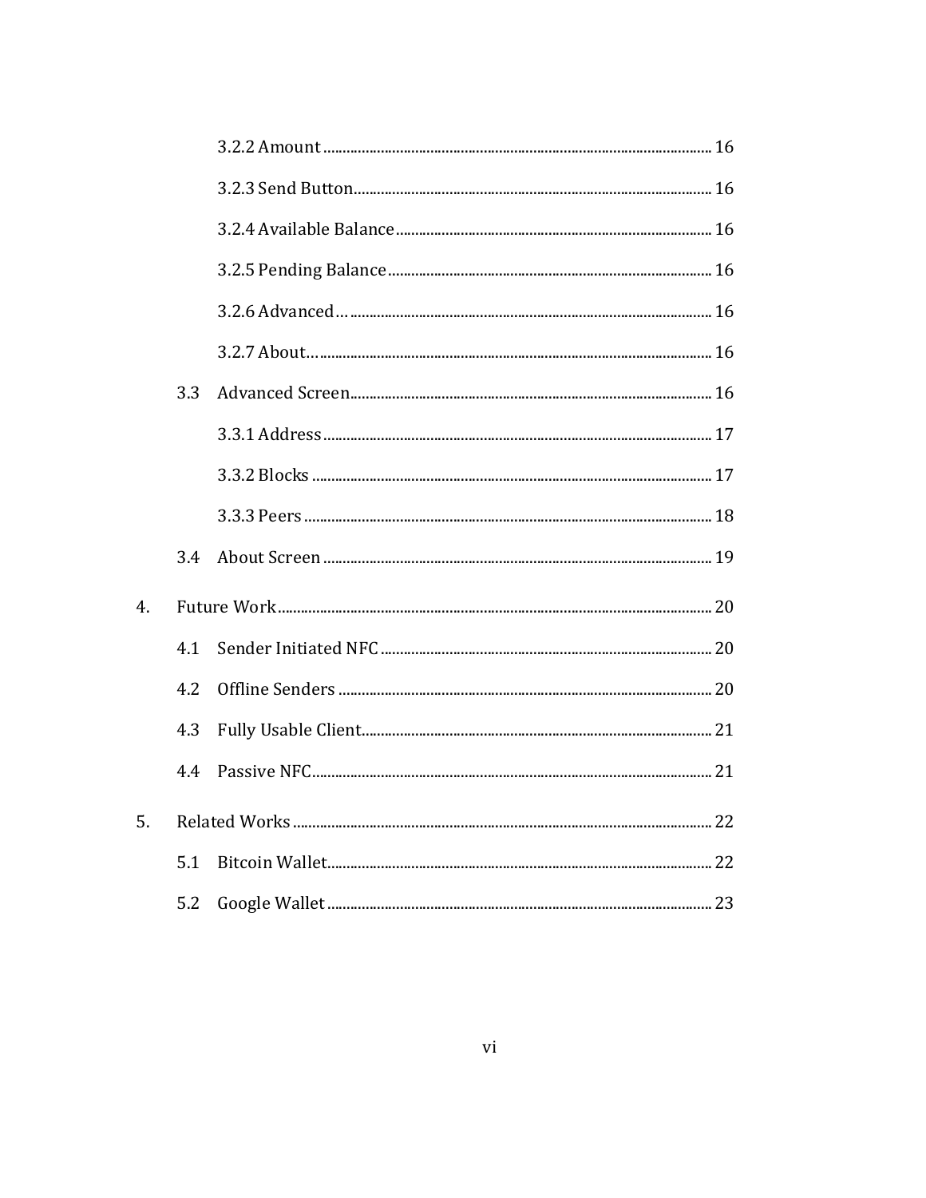3.2.2 Amount ........................................................................................................ 16

3.2.3 Send Button.................................................................................................. 16

3.2.4 Available Balance......................................................................................... 16

3.2.5 Pending Balance............................................................................................ 16

3.2.6 Advanced… .................................................................................................. 16

3.2.7 About…......................................................................................................... 16

3.3 Advanced Screen.............................................................................................. 16

3.3.1 Address ......................................................................................................... 17

3.3.2 Blocks ........................................................................................................... 17

3.3.3 Peers ............................................................................................................. 18

3.4 About Screen ..................................................................................................... 19

4. Future Work......................................................................................................... 20

4.1 Sender Initiated NFC ....................................................................................... 20

4.2 Offline Senders ................................................................................................. 20

4.3 Fully Usable Client............................................................................................ 21

4.4 Passive NFC........................................................................................................ 21

5. Related Works ..................................................................................................... 22

5.1 Bitcoin Wallet..................................................................................................... 22

5.2 Google Wallet ..................................................................................................... 23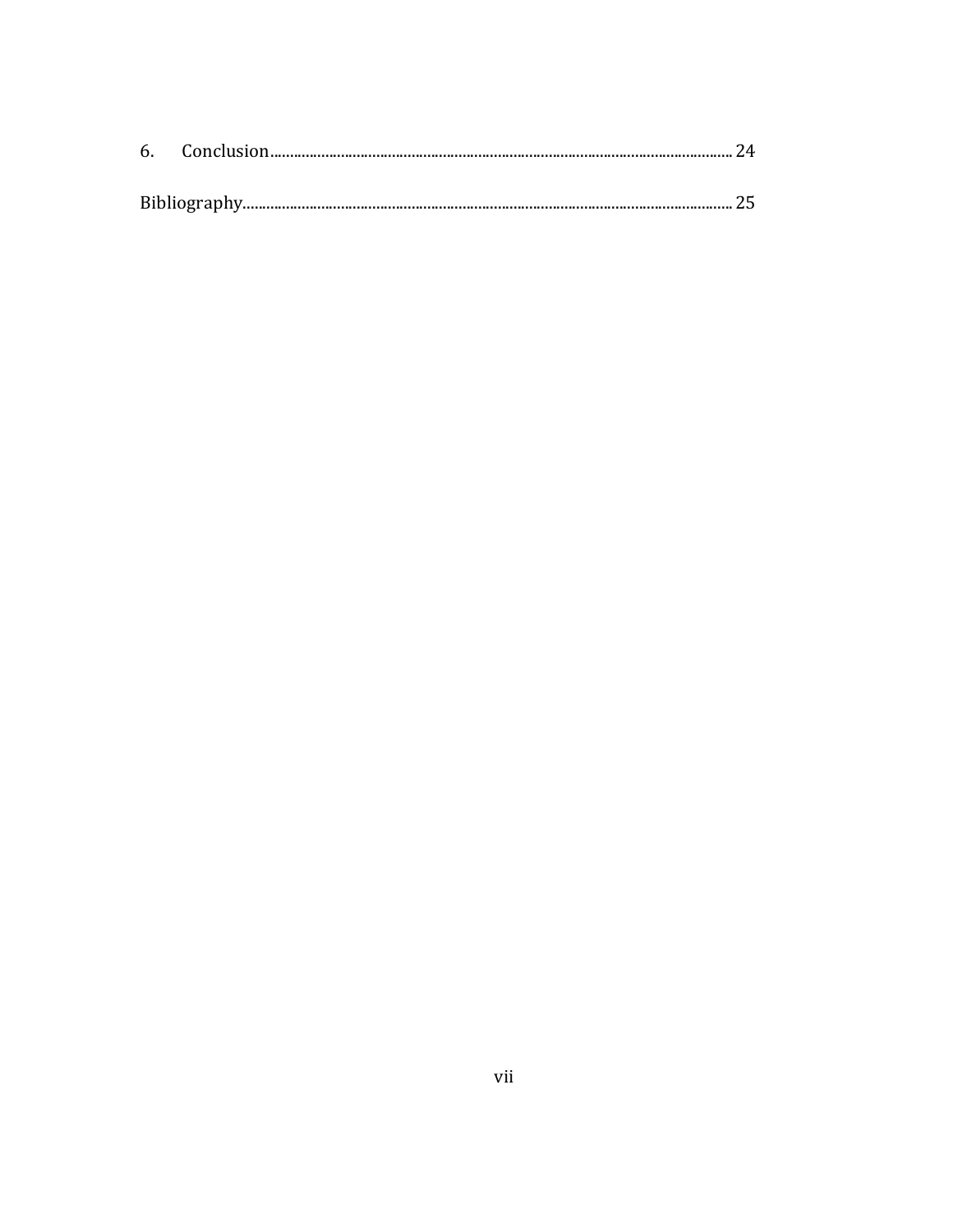6. Conclusion........................................................................................................................ 24

Bibliography........................................................................................................................ 25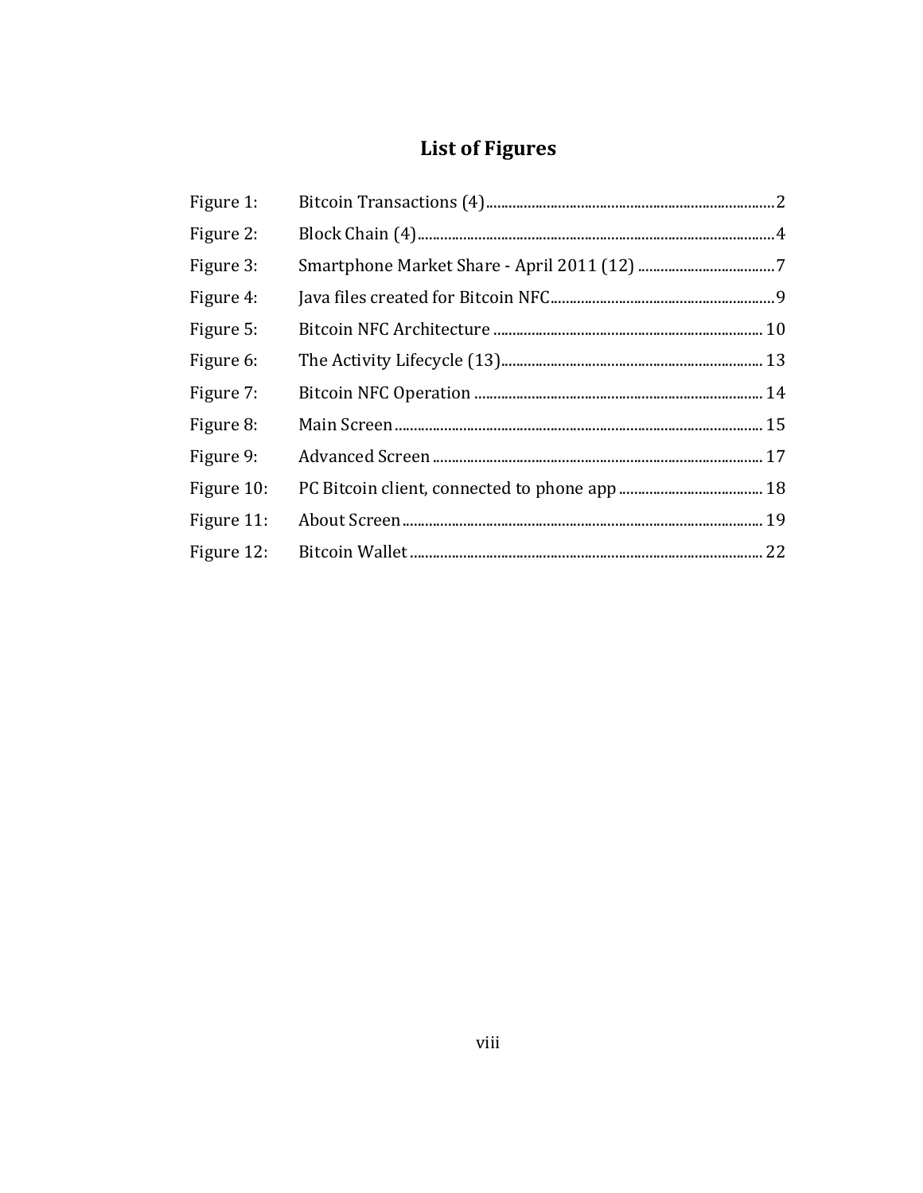# List of Figures

| | | |
|---|---|---|
| Figure 1: | Bitcoin Transactions (4) | 2 |
| Figure 2: | Block Chain (4) | 4 |
| Figure 3: | Smartphone Market Share - April 2011 (12) | 7 |
| Figure 4: | Java files created for Bitcoin NFC | 9 |
| Figure 5: | Bitcoin NFC Architecture | 10 |
| Figure 6: | The Activity Lifecycle (13) | 13 |
| Figure 7: | Bitcoin NFC Operation | 14 |
| Figure 8: | Main Screen | 15 |
| Figure 9: | Advanced Screen | 17 |
| Figure 10: | PC Bitcoin client, connected to phone app | 18 |
| Figure 11: | About Screen | 19 |
| Figure 12: | Bitcoin Wallet | 22 |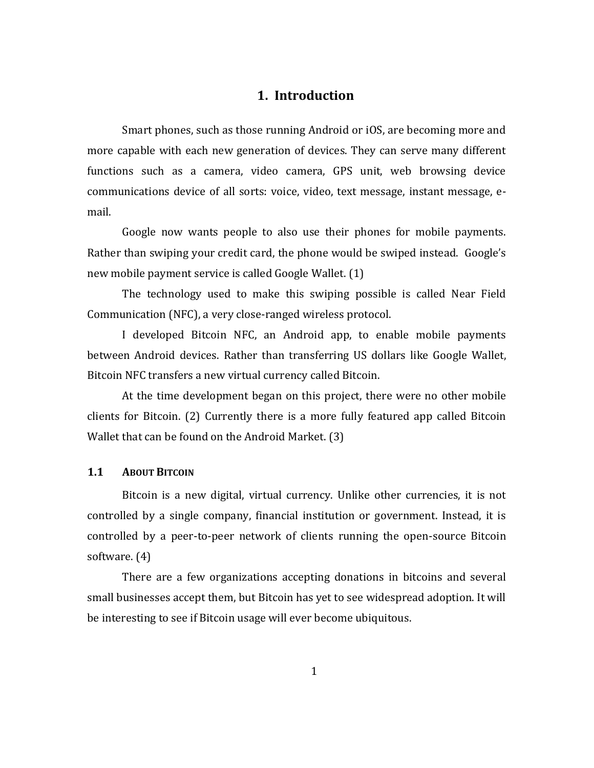# 1. Introduction

Smart phones, such as those running Android or iOS, are becoming more and more capable with each new generation of devices. They can serve many different functions such as a camera, video camera, GPS unit, web browsing device communications device of all sorts: voice, video, text message, instant message, e-mail.

Google now wants people to also use their phones for mobile payments. Rather than swiping your credit card, the phone would be swiped instead. Google's new mobile payment service is called Google Wallet. (1)

The technology used to make this swiping possible is called Near Field Communication (NFC), a very close-ranged wireless protocol.

I developed Bitcoin NFC, an Android app, to enable mobile payments between Android devices. Rather than transferring US dollars like Google Wallet, Bitcoin NFC transfers a new virtual currency called Bitcoin.

At the time development began on this project, there were no other mobile clients for Bitcoin. (2) Currently there is a more fully featured app called Bitcoin Wallet that can be found on the Android Market. (3)

## 1.1 About Bitcoin

Bitcoin is a new digital, virtual currency. Unlike other currencies, it is not controlled by a single company, financial institution or government. Instead, it is controlled by a peer-to-peer network of clients running the open-source Bitcoin software. (4)

There are a few organizations accepting donations in bitcoins and several small businesses accept them, but Bitcoin has yet to see widespread adoption. It will be interesting to see if Bitcoin usage will ever become ubiquitous.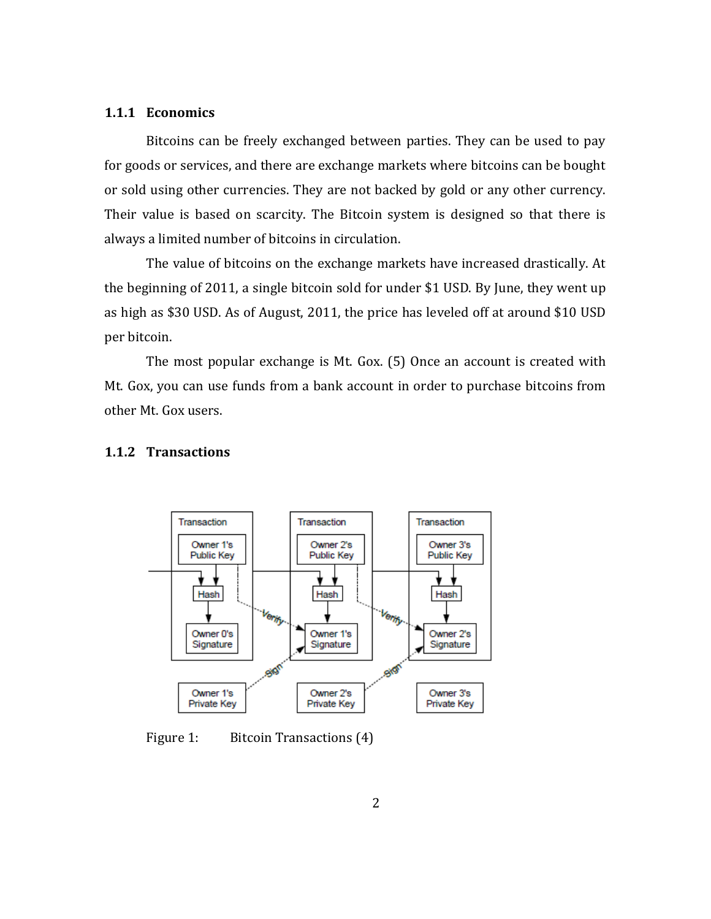### 1.1.1 Economics

Bitcoins can be freely exchanged between parties. They can be used to pay for goods or services, and there are exchange markets where bitcoins can be bought or sold using other currencies. They are not backed by gold or any other currency. Their value is based on scarcity. The Bitcoin system is designed so that there is always a limited number of bitcoins in circulation.

The value of bitcoins on the exchange markets have increased drastically. At the beginning of 2011, a single bitcoin sold for under $1 USD. By June, they went up as high as $30 USD. As of August, 2011, the price has leveled off at around $10 USD per bitcoin.

The most popular exchange is Mt. Gox. (5) Once an account is created with Mt. Gox, you can use funds from a bank account in order to purchase bitcoins from other Mt. Gox users.

### 1.1.2 Transactions

Figure 1: Bitcoin Transactions (4)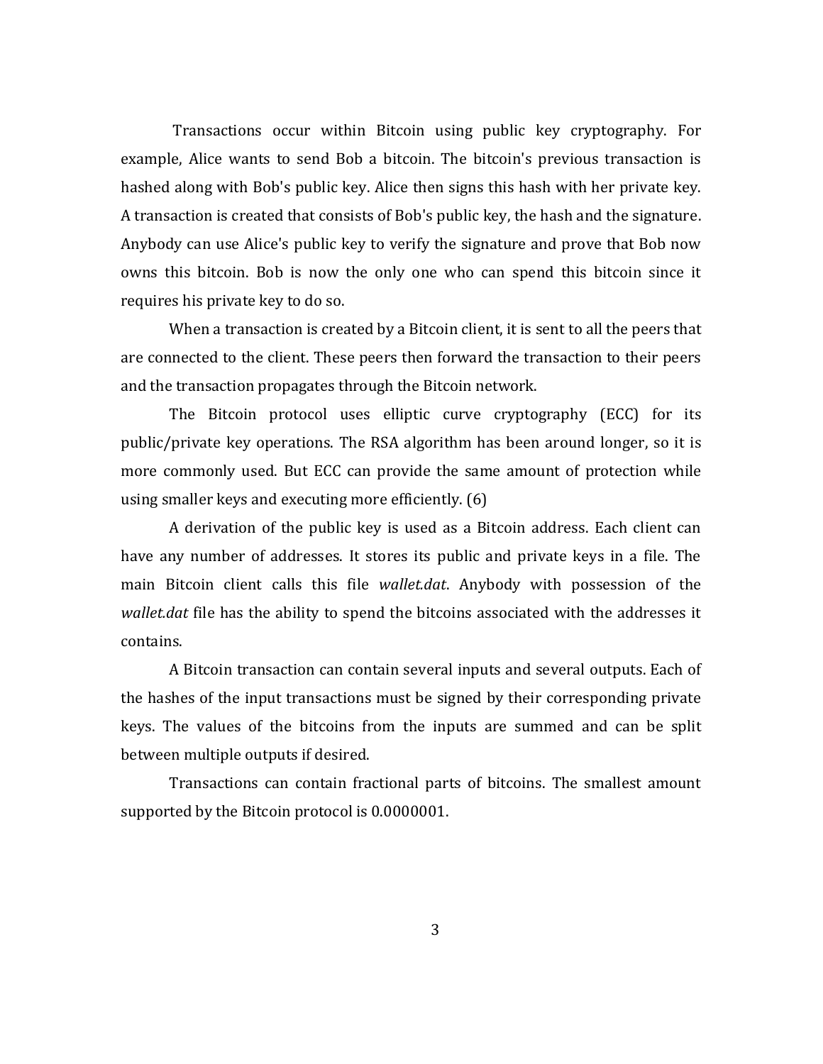Transactions occur within Bitcoin using public key cryptography. For example, Alice wants to send Bob a bitcoin. The bitcoin's previous transaction is hashed along with Bob's public key. Alice then signs this hash with her private key. A transaction is created that consists of Bob's public key, the hash and the signature. Anybody can use Alice's public key to verify the signature and prove that Bob now owns this bitcoin. Bob is now the only one who can spend this bitcoin since it requires his private key to do so.

When a transaction is created by a Bitcoin client, it is sent to all the peers that are connected to the client. These peers then forward the transaction to their peers and the transaction propagates through the Bitcoin network.

The Bitcoin protocol uses elliptic curve cryptography (ECC) for its public/private key operations. The RSA algorithm has been around longer, so it is more commonly used. But ECC can provide the same amount of protection while using smaller keys and executing more efficiently. (6)

A derivation of the public key is used as a Bitcoin address. Each client can have any number of addresses. It stores its public and private keys in a file. The main Bitcoin client calls this file *wallet.dat*. Anybody with possession of the *wallet.dat* file has the ability to spend the bitcoins associated with the addresses it contains.

A Bitcoin transaction can contain several inputs and several outputs. Each of the hashes of the input transactions must be signed by their corresponding private keys. The values of the bitcoins from the inputs are summed and can be split between multiple outputs if desired.

Transactions can contain fractional parts of bitcoins. The smallest amount supported by the Bitcoin protocol is 0.0000001.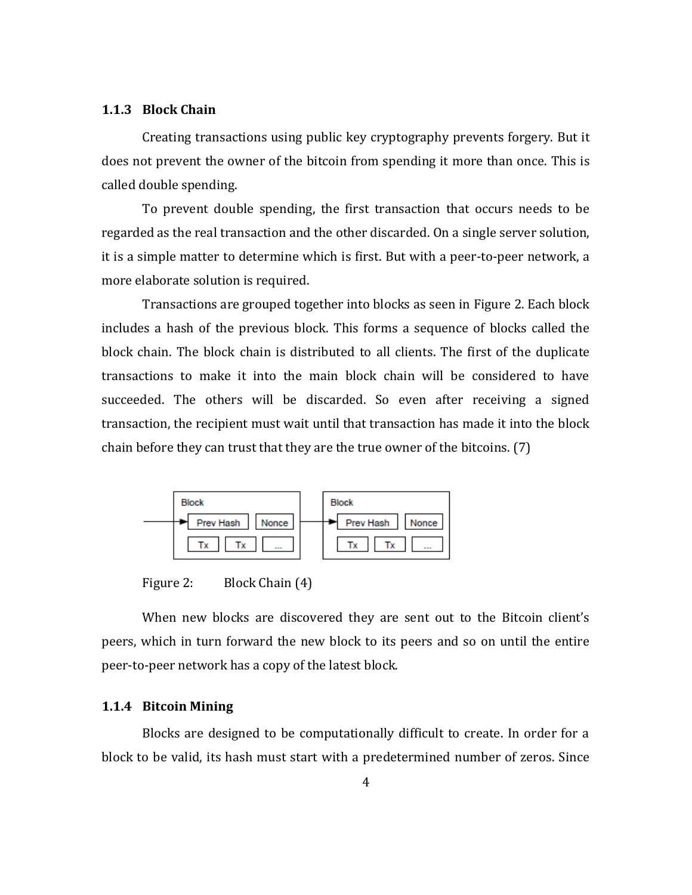### 1.1.3 Block Chain

Creating transactions using public key cryptography prevents forgery. But it does not prevent the owner of the bitcoin from spending it more than once. This is called double spending.

To prevent double spending, the first transaction that occurs needs to be regarded as the real transaction and the other discarded. On a single server solution, it is a simple matter to determine which is first. But with a peer-to-peer network, a more elaborate solution is required.

Transactions are grouped together into blocks as seen in Figure 2. Each block includes a hash of the previous block. This forms a sequence of blocks called the block chain. The block chain is distributed to all clients. The first of the duplicate transactions to make it into the main block chain will be considered to have succeeded. The others will be discarded. So even after receiving a signed transaction, the recipient must wait until that transaction has made it into the block chain before they can trust that they are the true owner of the bitcoins. (7)

Figure 2: Block Chain (4)

When new blocks are discovered they are sent out to the Bitcoin client's peers, which in turn forward the new block to its peers and so on until the entire peer-to-peer network has a copy of the latest block.

### 1.1.4 Bitcoin Mining

Blocks are designed to be computationally difficult to create. In order for a block to be valid, its hash must start with a predetermined number of zeros. Since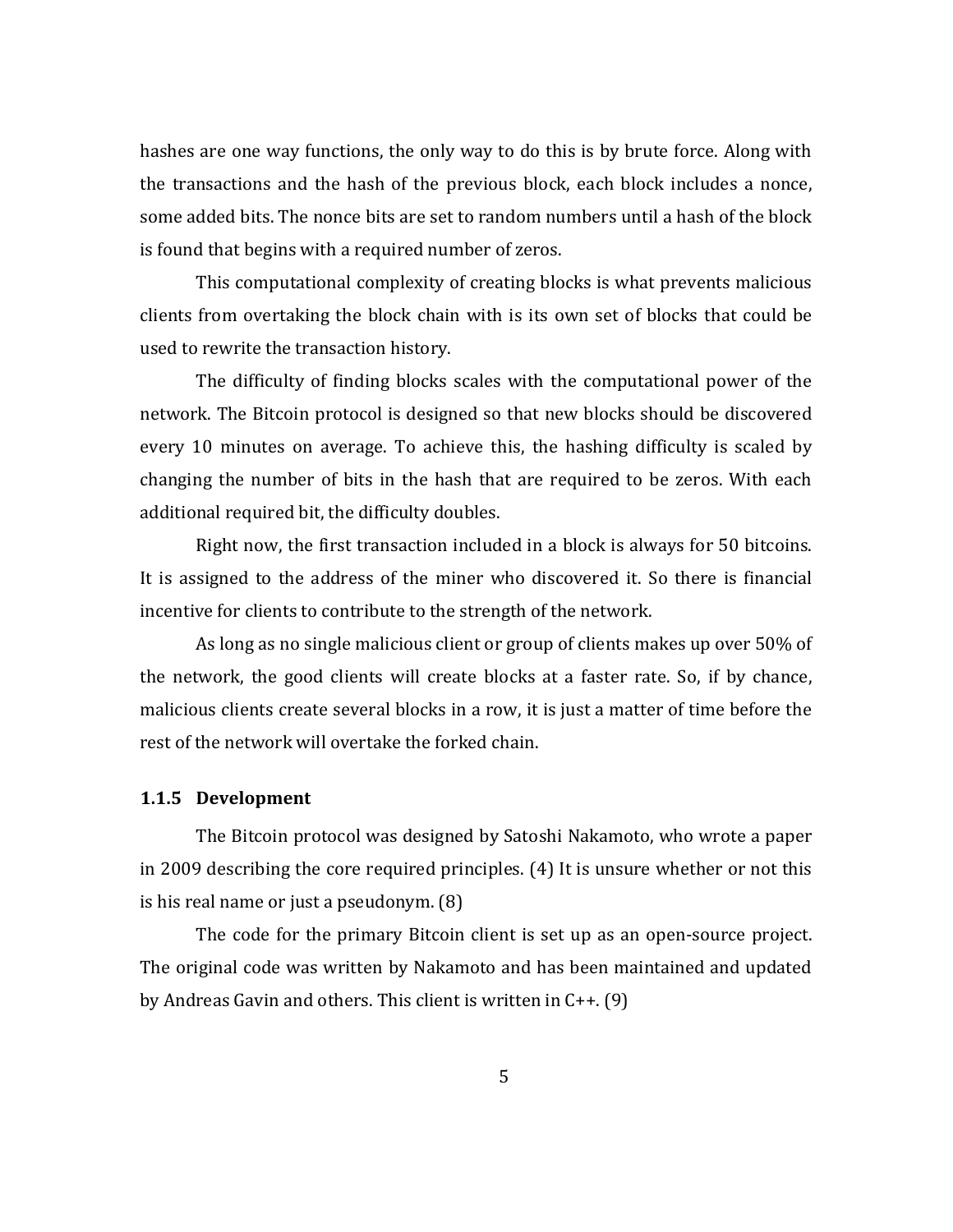hashes are one way functions, the only way to do this is by brute force. Along with the transactions and the hash of the previous block, each block includes a nonce, some added bits. The nonce bits are set to random numbers until a hash of the block is found that begins with a required number of zeros.

This computational complexity of creating blocks is what prevents malicious clients from overtaking the block chain with is its own set of blocks that could be used to rewrite the transaction history.

The difficulty of finding blocks scales with the computational power of the network. The Bitcoin protocol is designed so that new blocks should be discovered every 10 minutes on average. To achieve this, the hashing difficulty is scaled by changing the number of bits in the hash that are required to be zeros. With each additional required bit, the difficulty doubles.

Right now, the first transaction included in a block is always for 50 bitcoins. It is assigned to the address of the miner who discovered it. So there is financial incentive for clients to contribute to the strength of the network.

As long as no single malicious client or group of clients makes up over 50% of the network, the good clients will create blocks at a faster rate. So, if by chance, malicious clients create several blocks in a row, it is just a matter of time before the rest of the network will overtake the forked chain.

### 1.1.5 Development

The Bitcoin protocol was designed by Satoshi Nakamoto, who wrote a paper in 2009 describing the core required principles. (4) It is unsure whether or not this is his real name or just a pseudonym. (8)

The code for the primary Bitcoin client is set up as an open-source project. The original code was written by Nakamoto and has been maintained and updated by Andreas Gavin and others. This client is written in C++. (9)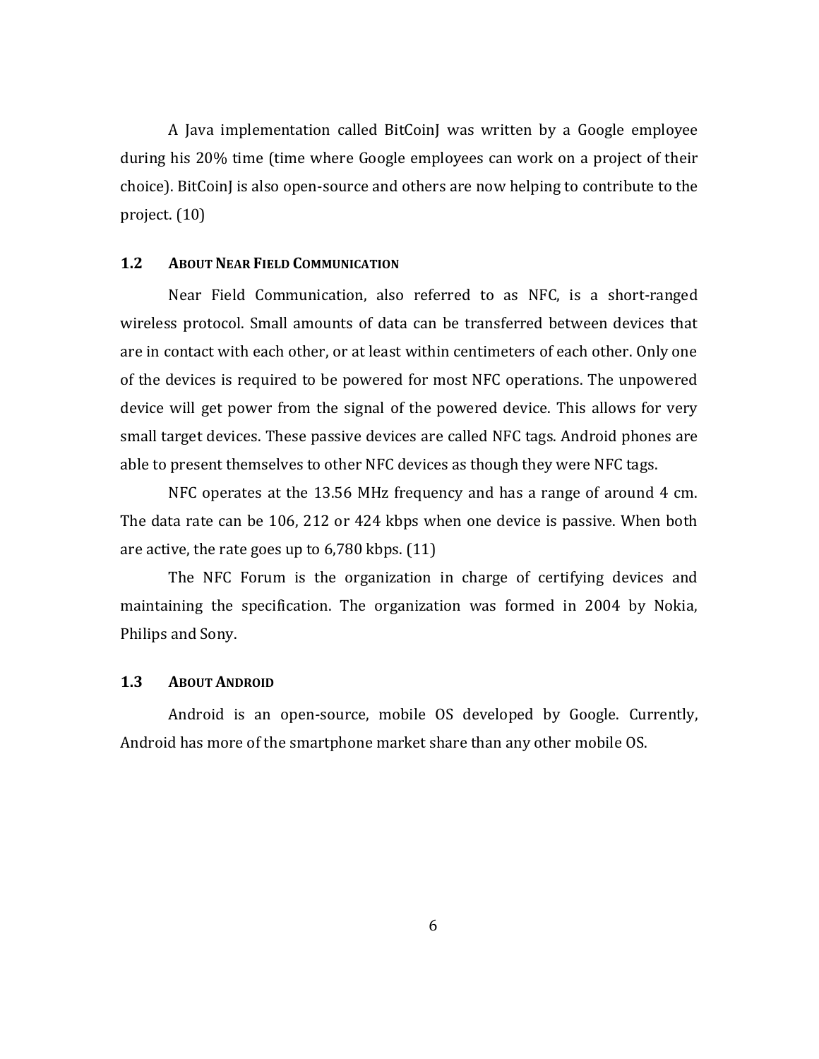A Java implementation called BitCoinJ was written by a Google employee during his 20% time (time where Google employees can work on a project of their choice). BitCoinJ is also open-source and others are now helping to contribute to the project. (10)

### 1.2 About Near Field Communication

Near Field Communication, also referred to as NFC, is a short-ranged wireless protocol. Small amounts of data can be transferred between devices that are in contact with each other, or at least within centimeters of each other. Only one of the devices is required to be powered for most NFC operations. The unpowered device will get power from the signal of the powered device. This allows for very small target devices. These passive devices are called NFC tags. Android phones are able to present themselves to other NFC devices as though they were NFC tags.

NFC operates at the 13.56 MHz frequency and has a range of around 4 cm. The data rate can be 106, 212 or 424 kbps when one device is passive. When both are active, the rate goes up to 6,780 kbps. (11)

The NFC Forum is the organization in charge of certifying devices and maintaining the specification. The organization was formed in 2004 by Nokia, Philips and Sony.

### 1.3 About Android

Android is an open-source, mobile OS developed by Google. Currently, Android has more of the smartphone market share than any other mobile OS.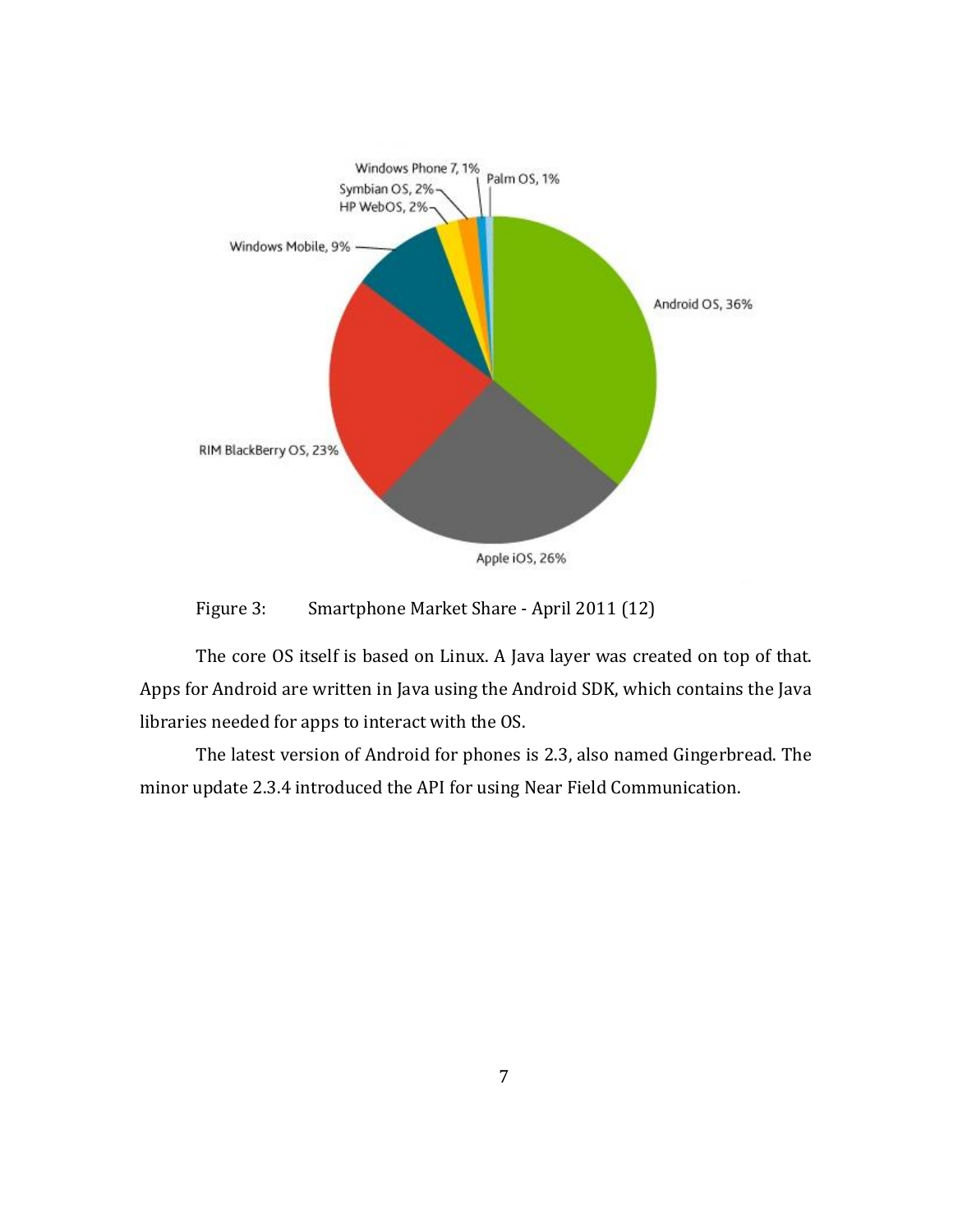Figure 3: Smartphone Market Share - April 2011 (12)

The core OS itself is based on Linux. A Java layer was created on top of that. Apps for Android are written in Java using the Android SDK, which contains the Java libraries needed for apps to interact with the OS.

The latest version of Android for phones is 2.3, also named Gingerbread. The minor update 2.3.4 introduced the API for using Near Field Communication.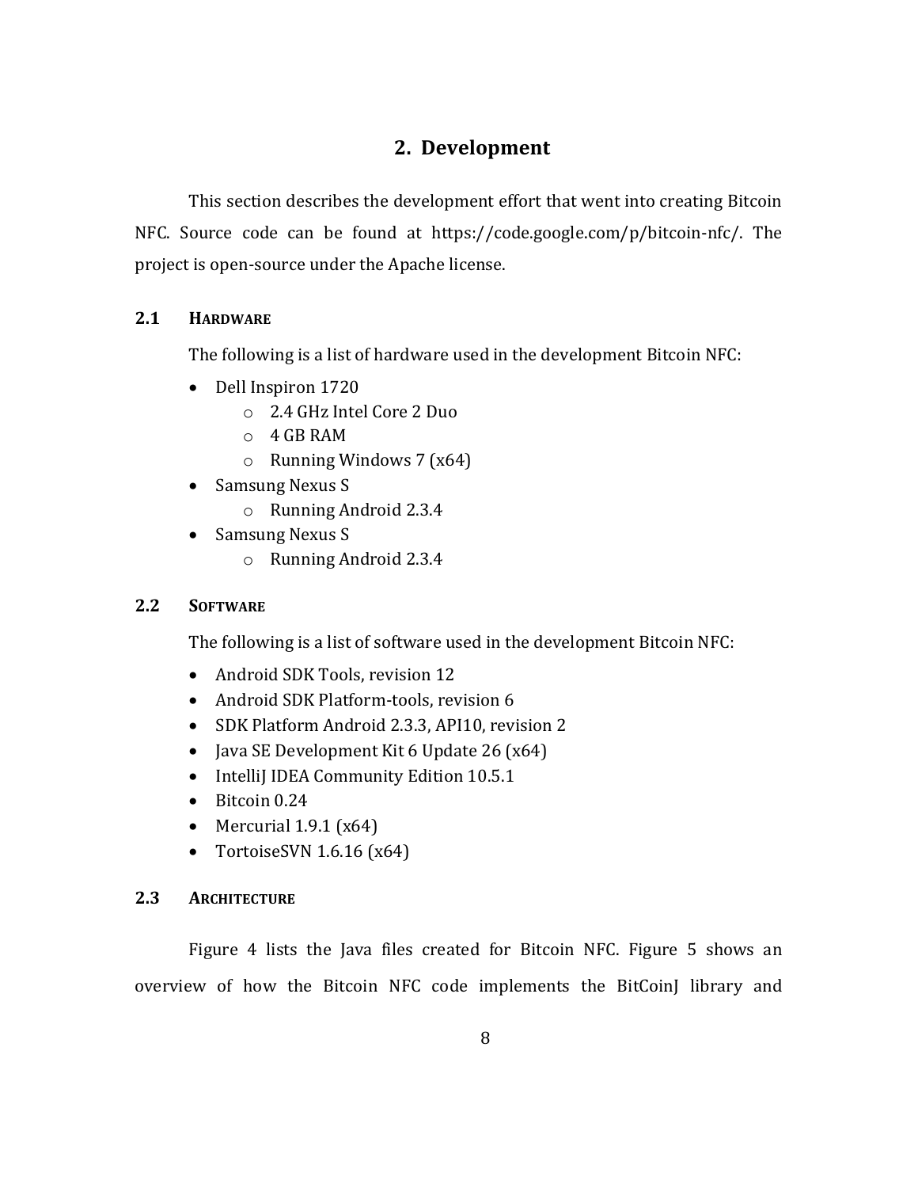# 2. Development

This section describes the development effort that went into creating Bitcoin NFC. Source code can be found at https://code.google.com/p/bitcoin-nfc/. The project is open-source under the Apache license.

## 2.1 Hardware

The following is a list of hardware used in the development Bitcoin NFC:

- Dell Inspiron 1720
  - 2.4 GHz Intel Core 2 Duo
  - 4 GB RAM
  - Running Windows 7 (x64)
- Samsung Nexus S
  - Running Android 2.3.4
- Samsung Nexus S
  - Running Android 2.3.4

## 2.2 Software

The following is a list of software used in the development Bitcoin NFC:

- Android SDK Tools, revision 12
- Android SDK Platform-tools, revision 6
- SDK Platform Android 2.3.3, API10, revision 2
- Java SE Development Kit 6 Update 26 (x64)
- IntelliJ IDEA Community Edition 10.5.1
- Bitcoin 0.24
- Mercurial 1.9.1 (x64)
- TortoiseSVN 1.6.16 (x64)

## 2.3 Architecture

Figure 4 lists the Java files created for Bitcoin NFC. Figure 5 shows an overview of how the Bitcoin NFC code implements the BitCoinJ library and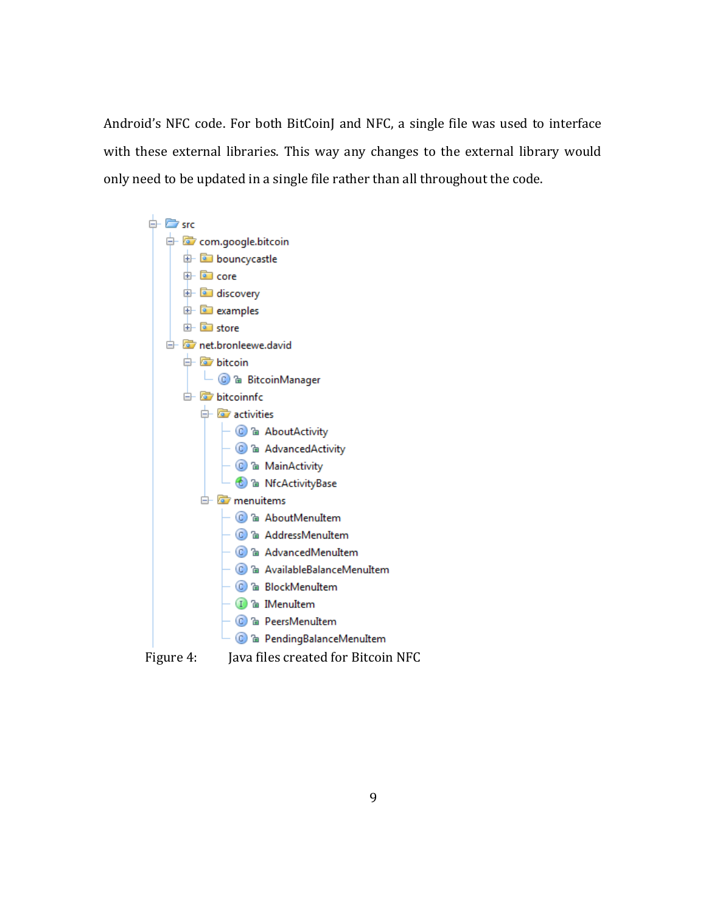Android's NFC code. For both BitCoinJ and NFC, a single file was used to interface with these external libraries. This way any changes to the external library would only need to be updated in a single file rather than all throughout the code.

```
src
├── com.google.bitcoin
│   ├── bouncycastle
│   ├── core
│   ├── discovery
│   ├── examples
│   └── store
└── net.bronleewe.david
    ├── bitcoin
    │   └── BitcoinManager
    └── bitcoinnfc
        ├── activities
        │   ├── AboutActivity
        │   ├── AdvancedActivity
        │   ├── MainActivity
        │   └── NfcActivityBase
        └── menuitems
            ├── AboutMenuItem
            ├── AddressMenuItem
            ├── AdvancedMenuItem
            ├── AvailableBalanceMenuItem
            ├── BlockMenuItem
            ├── IMenuItem
            ├── PeersMenuItem
            └── PendingBalanceMenuItem
```

Figure 4: Java files created for Bitcoin NFC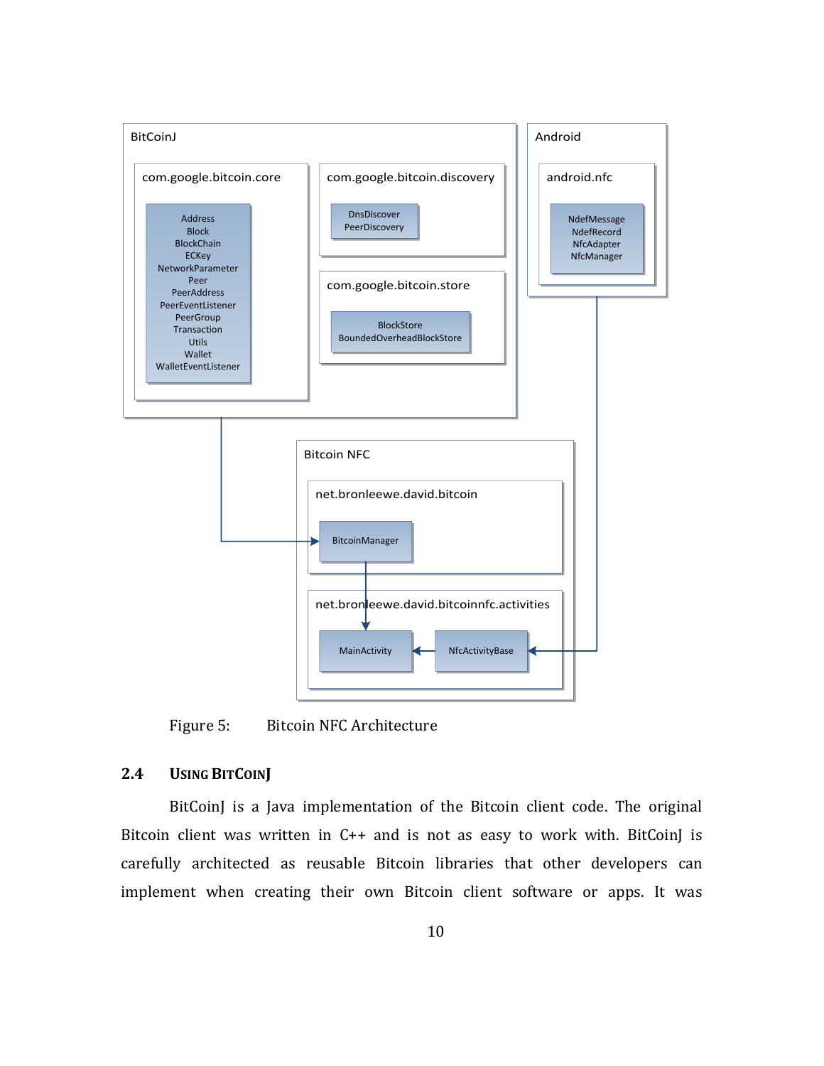Figure 5: Bitcoin NFC Architecture

## 2.4 Using BitCoinJ

BitCoinJ is a Java implementation of the Bitcoin client code. The original Bitcoin client was written in C++ and is not as easy to work with. BitCoinJ is carefully architected as reusable Bitcoin libraries that other developers can implement when creating their own Bitcoin client software or apps. It was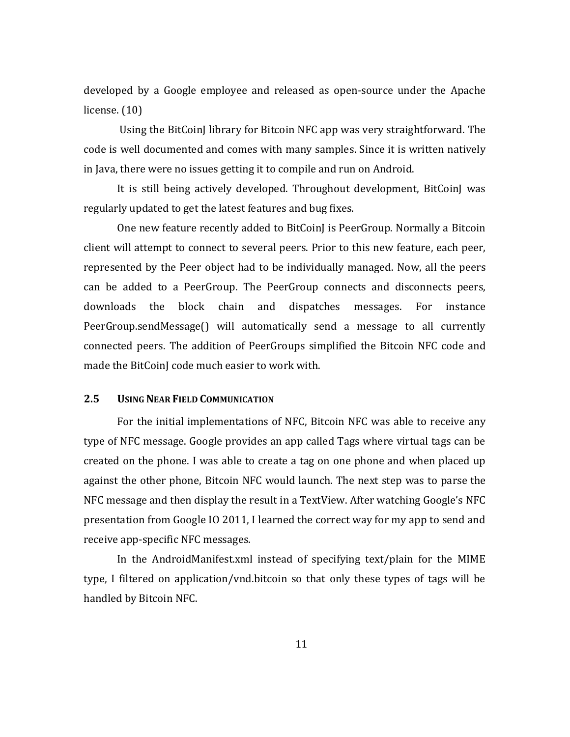developed by a Google employee and released as open-source under the Apache license. (10)

Using the BitCoinJ library for Bitcoin NFC app was very straightforward. The code is well documented and comes with many samples. Since it is written natively in Java, there were no issues getting it to compile and run on Android.

It is still being actively developed. Throughout development, BitCoinJ was regularly updated to get the latest features and bug fixes.

One new feature recently added to BitCoinJ is PeerGroup. Normally a Bitcoin client will attempt to connect to several peers. Prior to this new feature, each peer, represented by the Peer object had to be individually managed. Now, all the peers can be added to a PeerGroup. The PeerGroup connects and disconnects peers, downloads the block chain and dispatches messages. For instance PeerGroup.sendMessage() will automatically send a message to all currently connected peers. The addition of PeerGroups simplified the Bitcoin NFC code and made the BitCoinJ code much easier to work with.

### 2.5 Using Near Field Communication

For the initial implementations of NFC, Bitcoin NFC was able to receive any type of NFC message. Google provides an app called Tags where virtual tags can be created on the phone. I was able to create a tag on one phone and when placed up against the other phone, Bitcoin NFC would launch. The next step was to parse the NFC message and then display the result in a TextView. After watching Google's NFC presentation from Google IO 2011, I learned the correct way for my app to send and receive app-specific NFC messages.

In the AndroidManifest.xml instead of specifying text/plain for the MIME type, I filtered on application/vnd.bitcoin so that only these types of tags will be handled by Bitcoin NFC.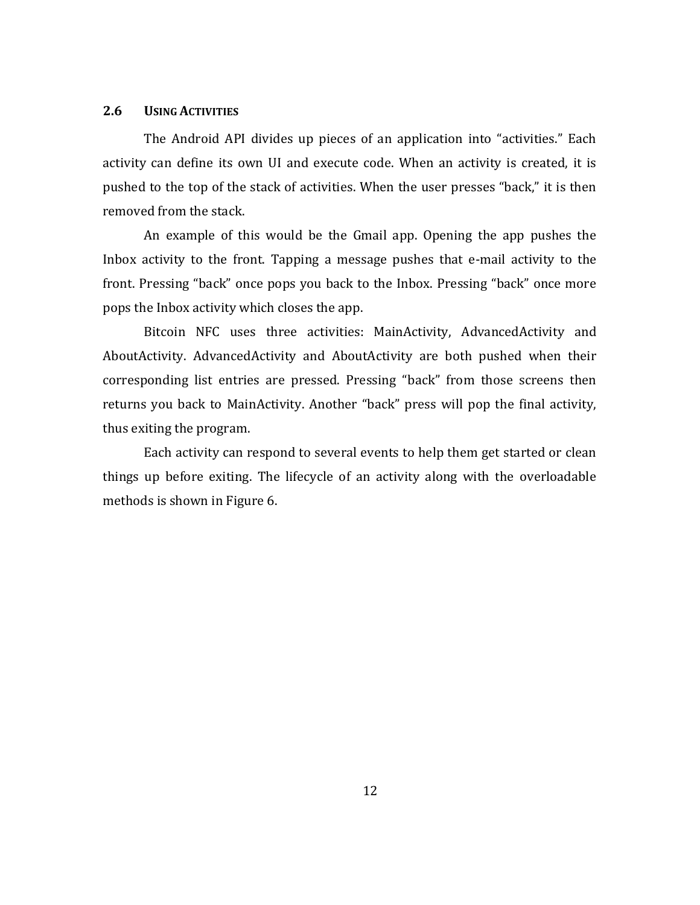## 2.6 USING ACTIVITIES

The Android API divides up pieces of an application into "activities." Each activity can define its own UI and execute code. When an activity is created, it is pushed to the top of the stack of activities. When the user presses "back," it is then removed from the stack.

An example of this would be the Gmail app. Opening the app pushes the Inbox activity to the front. Tapping a message pushes that e-mail activity to the front. Pressing "back" once pops you back to the Inbox. Pressing "back" once more pops the Inbox activity which closes the app.

Bitcoin NFC uses three activities: MainActivity, AdvancedActivity and AboutActivity. AdvancedActivity and AboutActivity are both pushed when their corresponding list entries are pressed. Pressing "back" from those screens then returns you back to MainActivity. Another "back" press will pop the final activity, thus exiting the program.

Each activity can respond to several events to help them get started or clean things up before exiting. The lifecycle of an activity along with the overloadable methods is shown in Figure 6.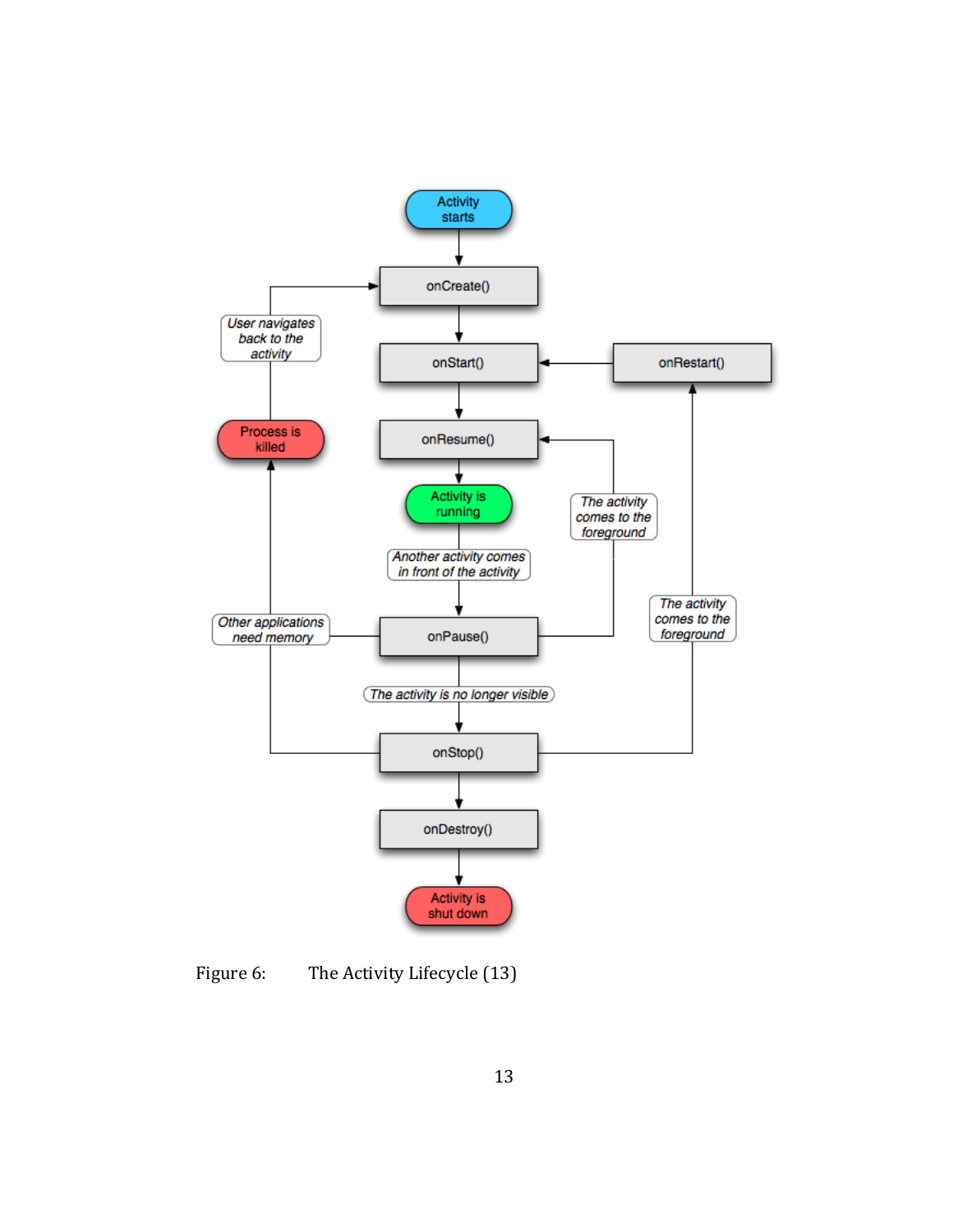Figure 6: The Activity Lifecycle (13)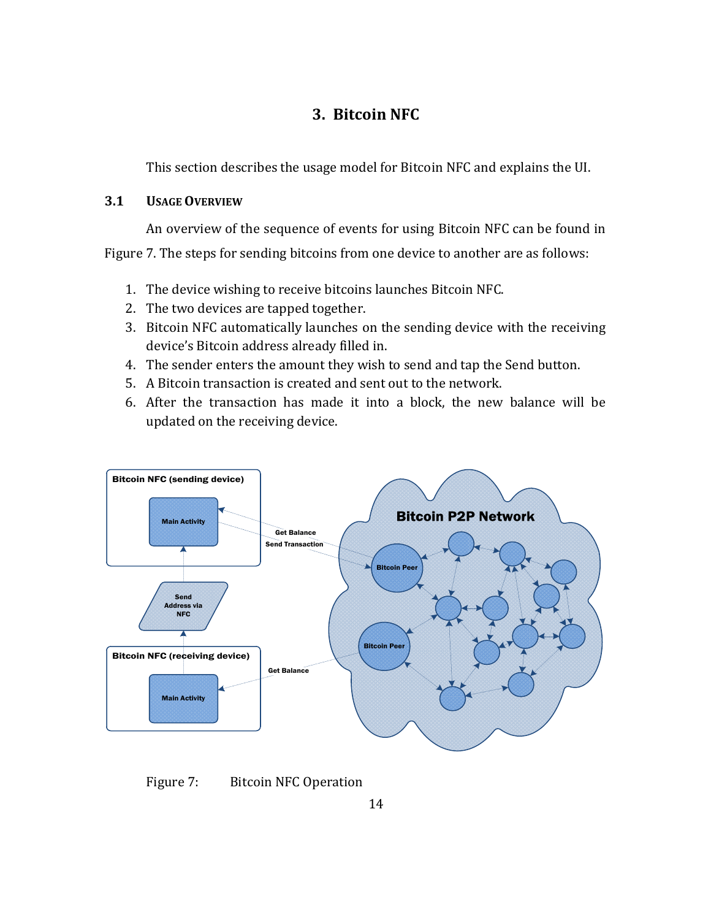# 3. Bitcoin NFC

This section describes the usage model for Bitcoin NFC and explains the UI.

## 3.1 Usage Overview

An overview of the sequence of events for using Bitcoin NFC can be found in Figure 7. The steps for sending bitcoins from one device to another are as follows:

1. The device wishing to receive bitcoins launches Bitcoin NFC.
2. The two devices are tapped together.
3. Bitcoin NFC automatically launches on the sending device with the receiving device's Bitcoin address already filled in.
4. The sender enters the amount they wish to send and tap the Send button.
5. A Bitcoin transaction is created and sent out to the network.
6. After the transaction has made it into a block, the new balance will be updated on the receiving device.

Figure 7: Bitcoin NFC Operation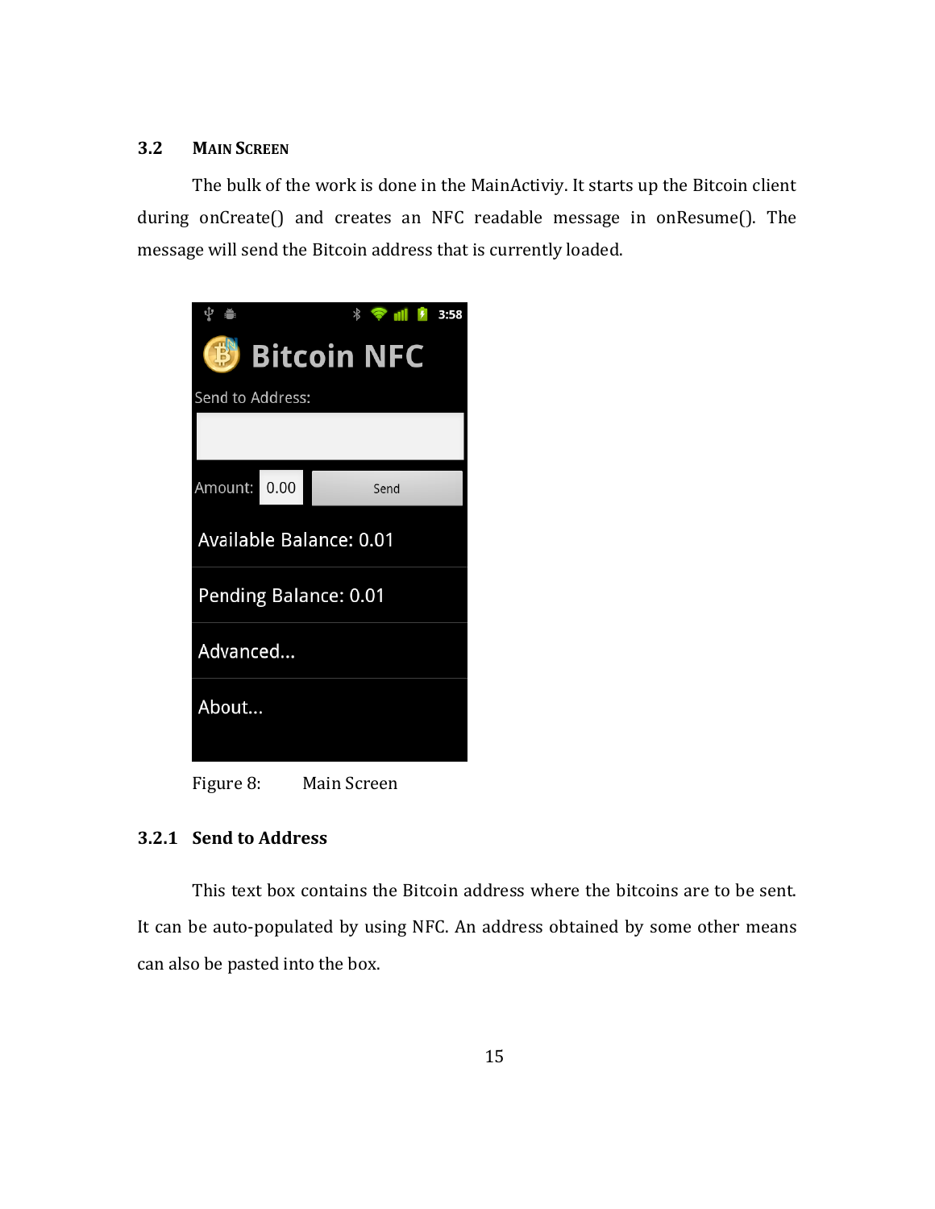## 3.2 MAIN SCREEN

The bulk of the work is done in the MainActiviy. It starts up the Bitcoin client during onCreate() and creates an NFC readable message in onResume(). The message will send the Bitcoin address that is currently loaded.

Figure 8: Main Screen

### 3.2.1 Send to Address

This text box contains the Bitcoin address where the bitcoins are to be sent. It can be auto-populated by using NFC. An address obtained by some other means can also be pasted into the box.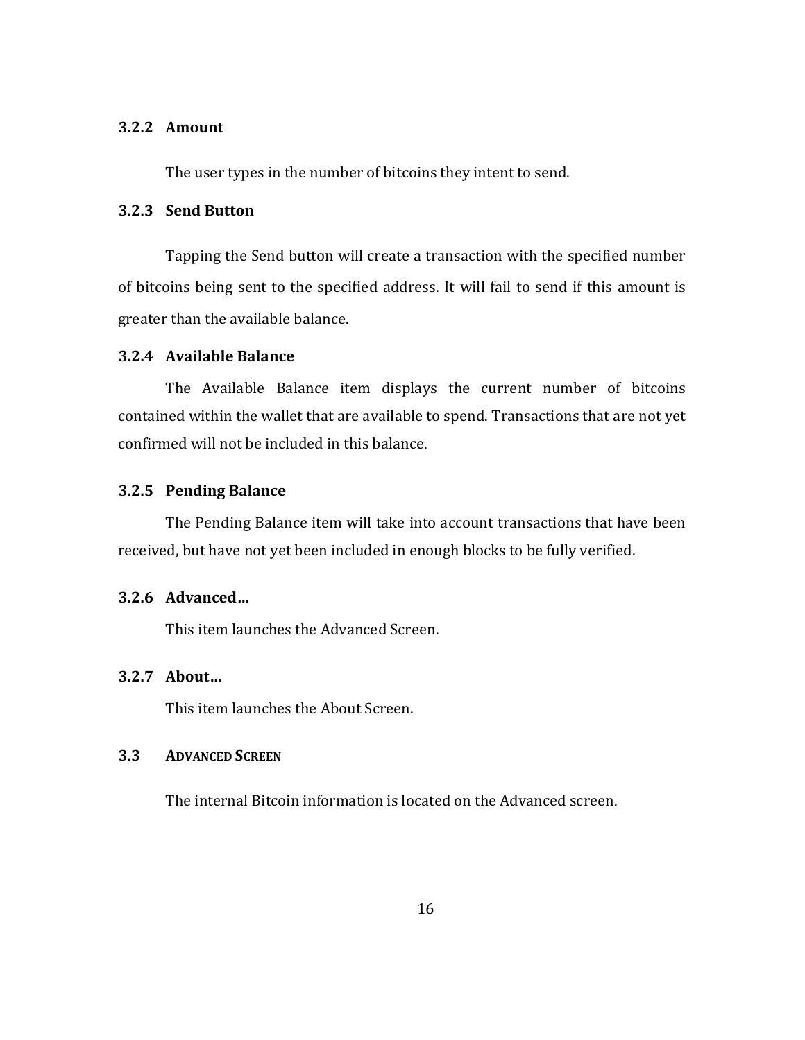### 3.2.2 Amount

The user types in the number of bitcoins they intent to send.

### 3.2.3 Send Button

Tapping the Send button will create a transaction with the specified number of bitcoins being sent to the specified address. It will fail to send if this amount is greater than the available balance.

### 3.2.4 Available Balance

The Available Balance item displays the current number of bitcoins contained within the wallet that are available to spend. Transactions that are not yet confirmed will not be included in this balance.

### 3.2.5 Pending Balance

The Pending Balance item will take into account transactions that have been received, but have not yet been included in enough blocks to be fully verified.

### 3.2.6 Advanced…

This item launches the Advanced Screen.

### 3.2.7 About…

This item launches the About Screen.

## 3.3 Advanced Screen

The internal Bitcoin information is located on the Advanced screen.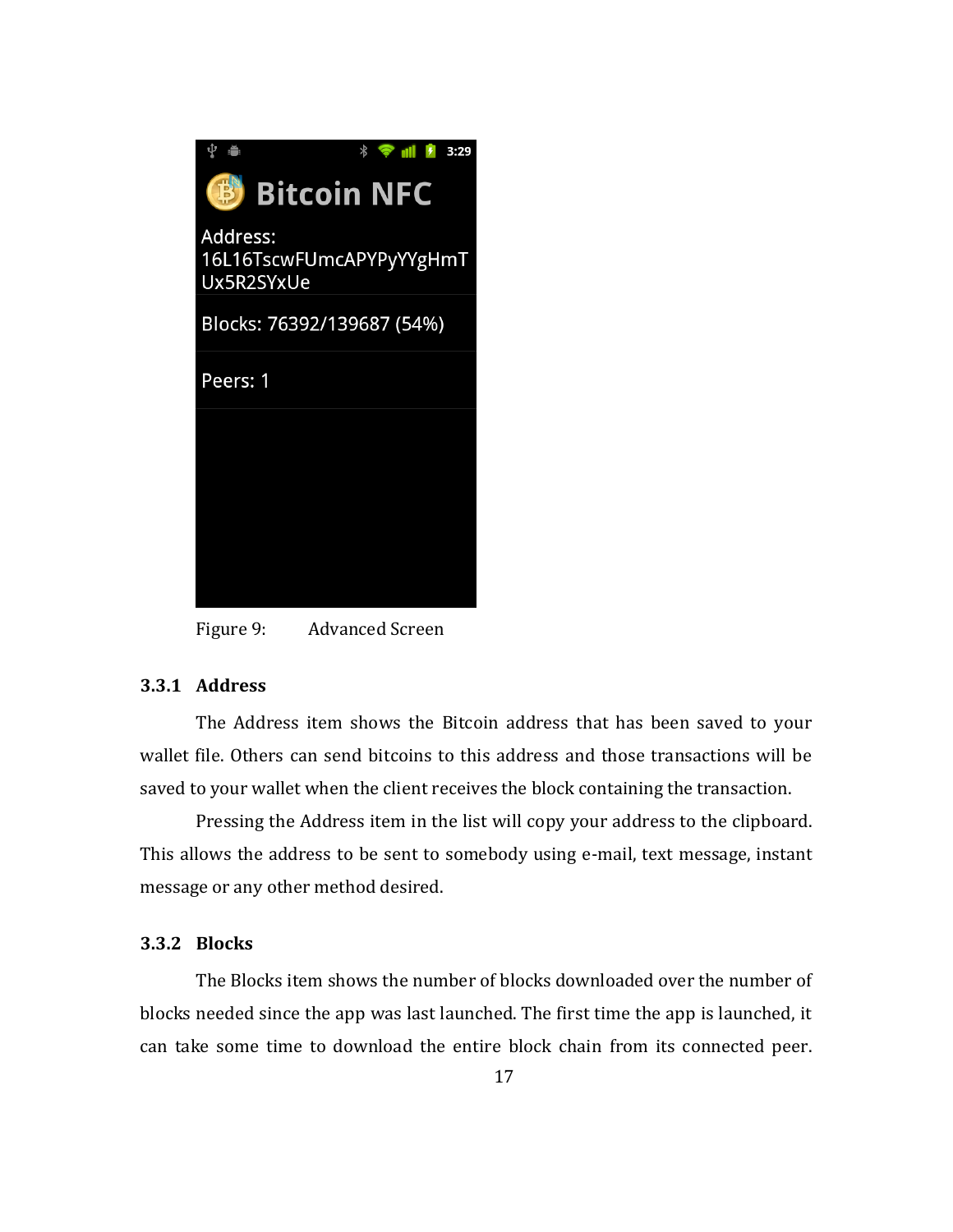Figure 9: Advanced Screen

### 3.3.1 Address

The Address item shows the Bitcoin address that has been saved to your wallet file. Others can send bitcoins to this address and those transactions will be saved to your wallet when the client receives the block containing the transaction.

Pressing the Address item in the list will copy your address to the clipboard. This allows the address to be sent to somebody using e-mail, text message, instant message or any other method desired.

### 3.3.2 Blocks

The Blocks item shows the number of blocks downloaded over the number of blocks needed since the app was last launched. The first time the app is launched, it can take some time to download the entire block chain from its connected peer.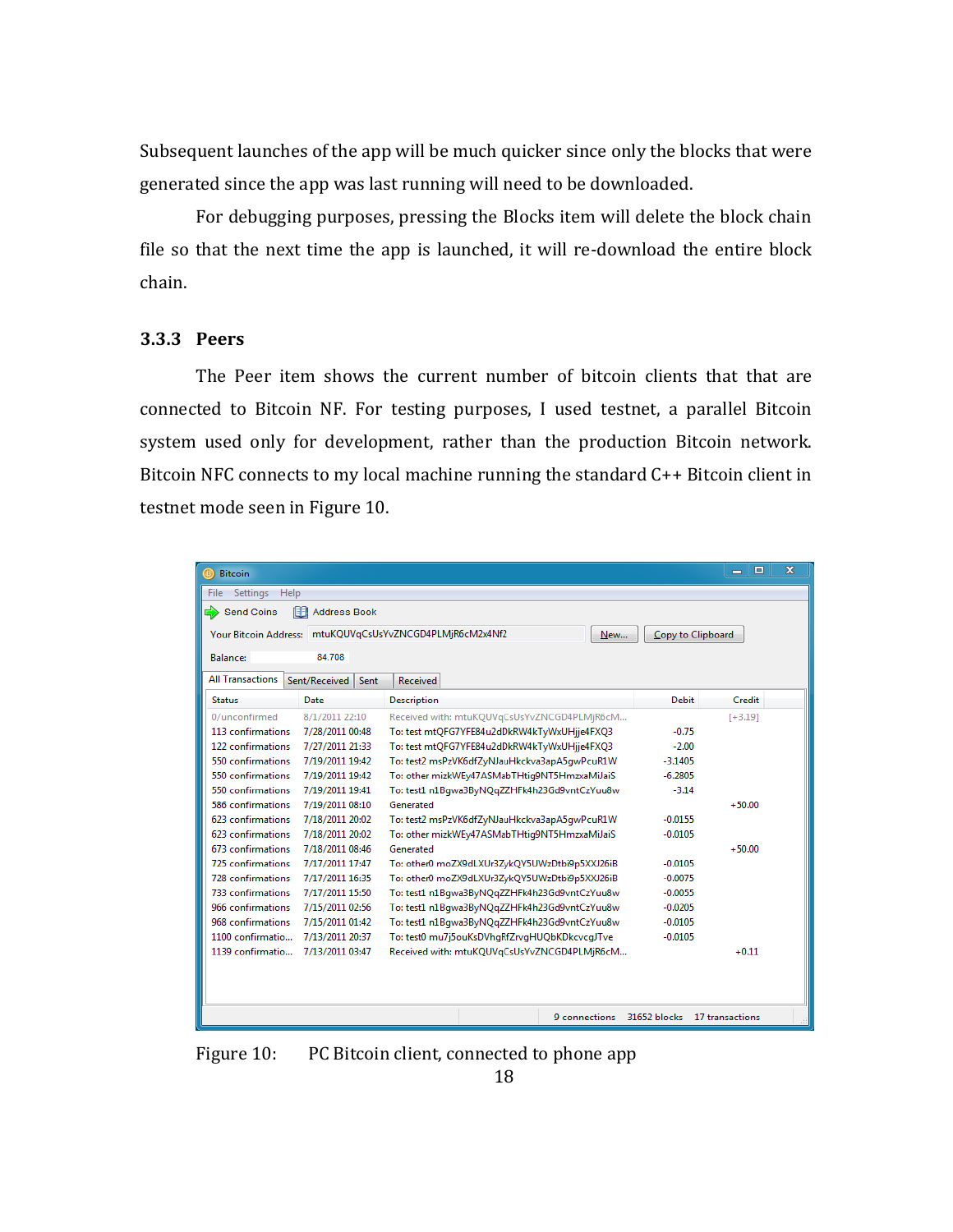Subsequent launches of the app will be much quicker since only the blocks that were generated since the app was last running will need to be downloaded.

For debugging purposes, pressing the Blocks item will delete the block chain file so that the next time the app is launched, it will re-download the entire block chain.

### 3.3.3 Peers

The Peer item shows the current number of bitcoin clients that that are connected to Bitcoin NF. For testing purposes, I used testnet, a parallel Bitcoin system used only for development, rather than the production Bitcoin network. Bitcoin NFC connects to my local machine running the standard C++ Bitcoin client in testnet mode seen in Figure 10.

Figure 10: PC Bitcoin client, connected to phone app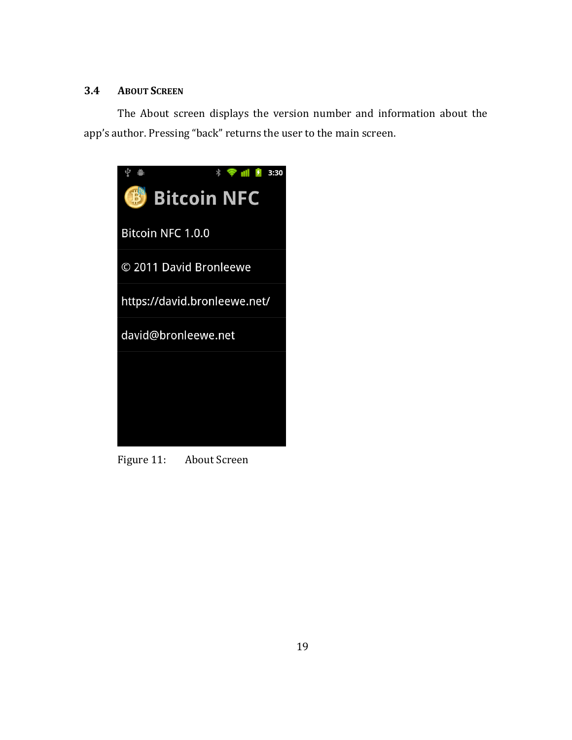### 3.4 About Screen

The About screen displays the version number and information about the app's author. Pressing "back" returns the user to the main screen.

Figure 11: About Screen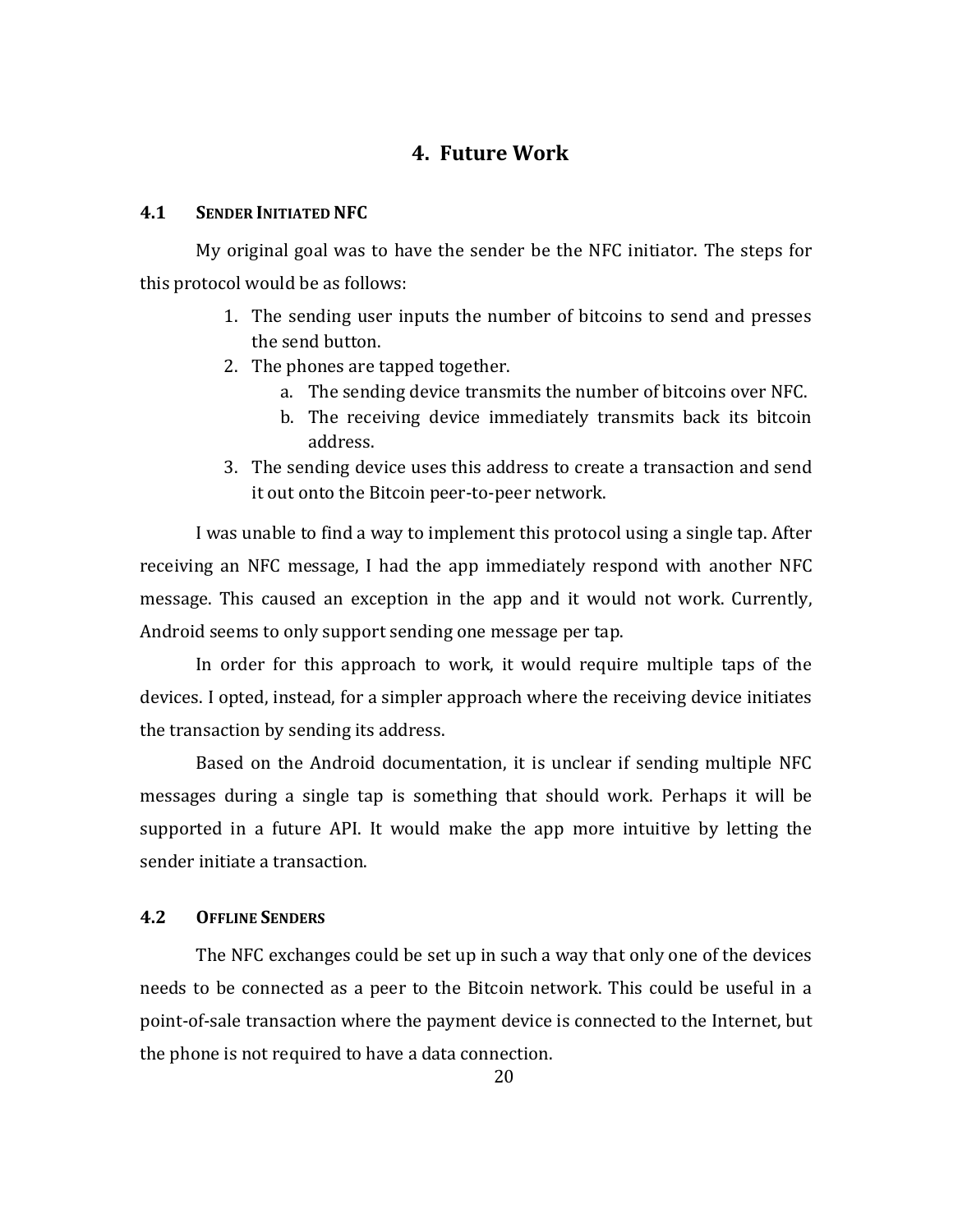# 4. Future Work

## 4.1 Sender Initiated NFC

My original goal was to have the sender be the NFC initiator. The steps for this protocol would be as follows:

1. The sending user inputs the number of bitcoins to send and presses the send button.
2. The phones are tapped together.
   a. The sending device transmits the number of bitcoins over NFC.
   b. The receiving device immediately transmits back its bitcoin address.
3. The sending device uses this address to create a transaction and send it out onto the Bitcoin peer-to-peer network.

I was unable to find a way to implement this protocol using a single tap. After receiving an NFC message, I had the app immediately respond with another NFC message. This caused an exception in the app and it would not work. Currently, Android seems to only support sending one message per tap.

In order for this approach to work, it would require multiple taps of the devices. I opted, instead, for a simpler approach where the receiving device initiates the transaction by sending its address.

Based on the Android documentation, it is unclear if sending multiple NFC messages during a single tap is something that should work. Perhaps it will be supported in a future API. It would make the app more intuitive by letting the sender initiate a transaction.

## 4.2 Offline Senders

The NFC exchanges could be set up in such a way that only one of the devices needs to be connected as a peer to the Bitcoin network. This could be useful in a point-of-sale transaction where the payment device is connected to the Internet, but the phone is not required to have a data connection.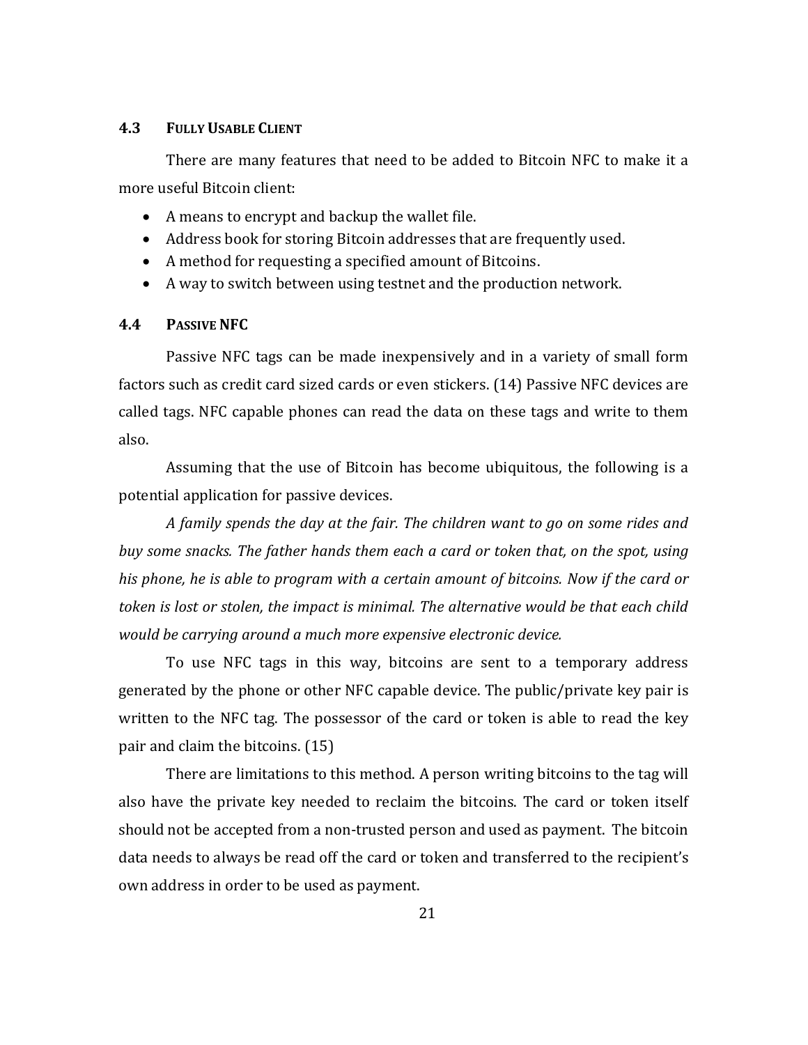### 4.3 Fully Usable Client

There are many features that need to be added to Bitcoin NFC to make it a more useful Bitcoin client:

- A means to encrypt and backup the wallet file.
- Address book for storing Bitcoin addresses that are frequently used.
- A method for requesting a specified amount of Bitcoins.
- A way to switch between using testnet and the production network.

### 4.4 Passive NFC

Passive NFC tags can be made inexpensively and in a variety of small form factors such as credit card sized cards or even stickers. (14) Passive NFC devices are called tags. NFC capable phones can read the data on these tags and write to them also.

Assuming that the use of Bitcoin has become ubiquitous, the following is a potential application for passive devices.

*A family spends the day at the fair. The children want to go on some rides and buy some snacks. The father hands them each a card or token that, on the spot, using his phone, he is able to program with a certain amount of bitcoins. Now if the card or token is lost or stolen, the impact is minimal. The alternative would be that each child would be carrying around a much more expensive electronic device.*

To use NFC tags in this way, bitcoins are sent to a temporary address generated by the phone or other NFC capable device. The public/private key pair is written to the NFC tag. The possessor of the card or token is able to read the key pair and claim the bitcoins. (15)

There are limitations to this method. A person writing bitcoins to the tag will also have the private key needed to reclaim the bitcoins. The card or token itself should not be accepted from a non-trusted person and used as payment. The bitcoin data needs to always be read off the card or token and transferred to the recipient's own address in order to be used as payment.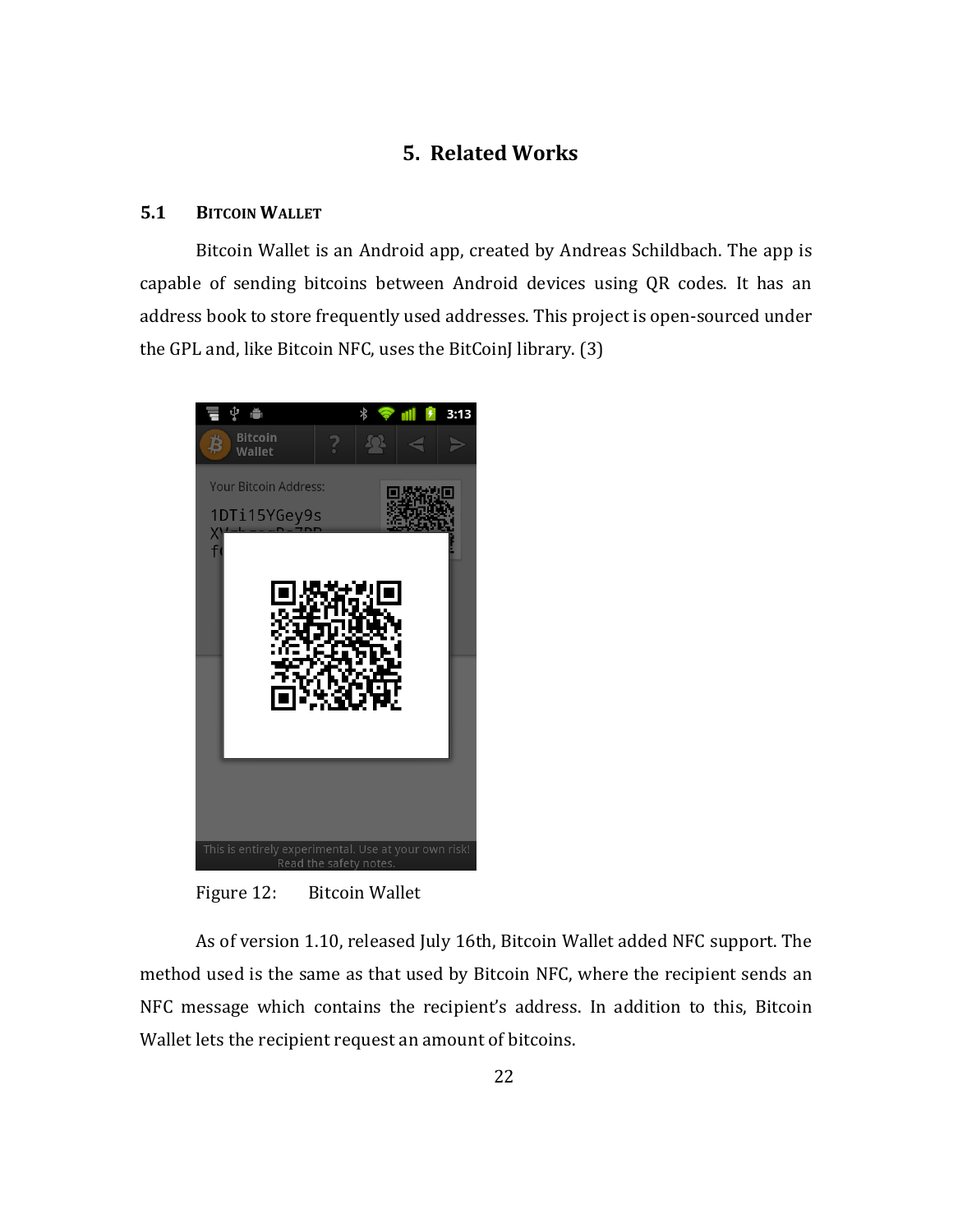# 5. Related Works

## 5.1 Bitcoin Wallet

Bitcoin Wallet is an Android app, created by Andreas Schildbach. The app is capable of sending bitcoins between Android devices using QR codes. It has an address book to store frequently used addresses. This project is open-sourced under the GPL and, like Bitcoin NFC, uses the BitCoinJ library. (3)

Figure 12: Bitcoin Wallet

As of version 1.10, released July 16th, Bitcoin Wallet added NFC support. The method used is the same as that used by Bitcoin NFC, where the recipient sends an NFC message which contains the recipient's address. In addition to this, Bitcoin Wallet lets the recipient request an amount of bitcoins.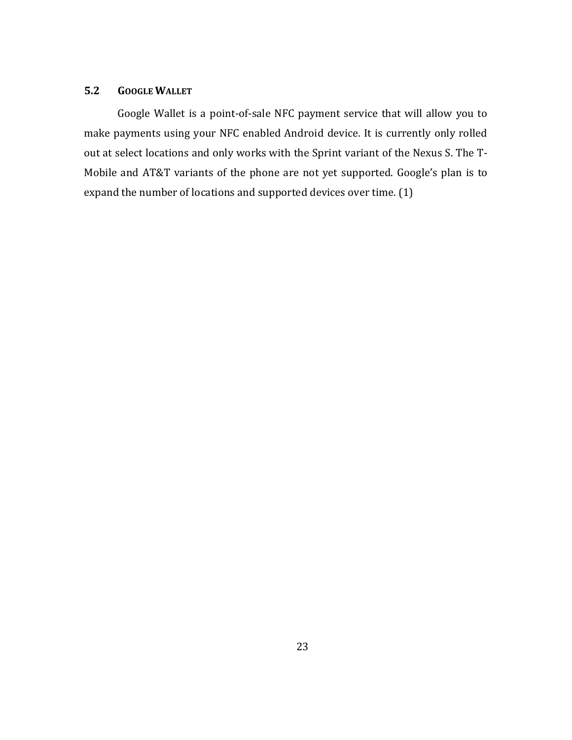## 5.2 Google Wallet

Google Wallet is a point-of-sale NFC payment service that will allow you to make payments using your NFC enabled Android device. It is currently only rolled out at select locations and only works with the Sprint variant of the Nexus S. The T-Mobile and AT&T variants of the phone are not yet supported. Google's plan is to expand the number of locations and supported devices over time. (1)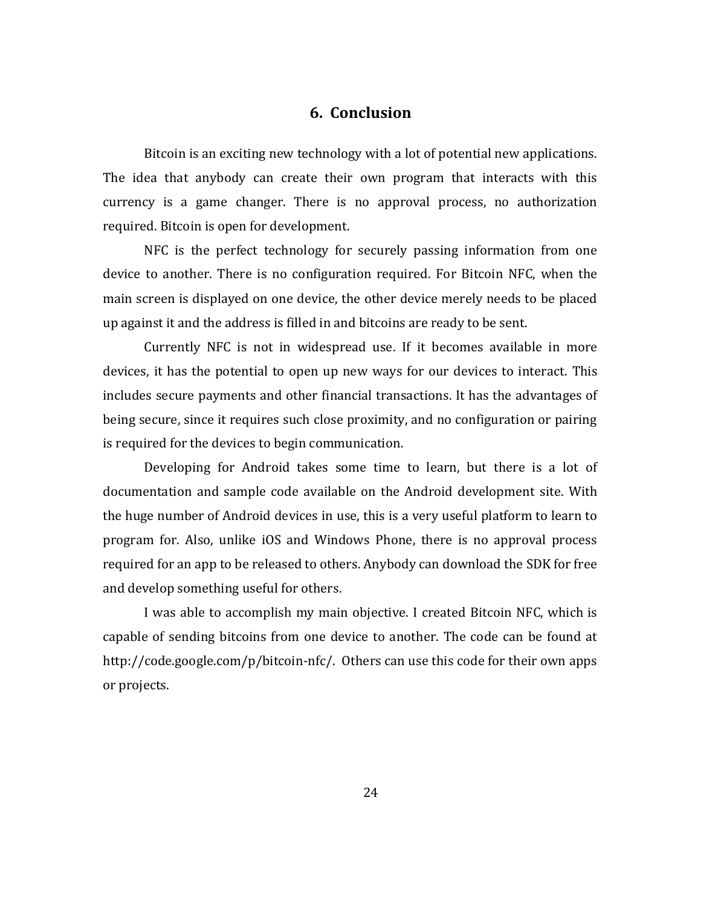## 6. Conclusion

Bitcoin is an exciting new technology with a lot of potential new applications. The idea that anybody can create their own program that interacts with this currency is a game changer. There is no approval process, no authorization required. Bitcoin is open for development.

NFC is the perfect technology for securely passing information from one device to another. There is no configuration required. For Bitcoin NFC, when the main screen is displayed on one device, the other device merely needs to be placed up against it and the address is filled in and bitcoins are ready to be sent.

Currently NFC is not in widespread use. If it becomes available in more devices, it has the potential to open up new ways for our devices to interact. This includes secure payments and other financial transactions. It has the advantages of being secure, since it requires such close proximity, and no configuration or pairing is required for the devices to begin communication.

Developing for Android takes some time to learn, but there is a lot of documentation and sample code available on the Android development site. With the huge number of Android devices in use, this is a very useful platform to learn to program for. Also, unlike iOS and Windows Phone, there is no approval process required for an app to be released to others. Anybody can download the SDK for free and develop something useful for others.

I was able to accomplish my main objective. I created Bitcoin NFC, which is capable of sending bitcoins from one device to another. The code can be found at http://code.google.com/p/bitcoin-nfc/. Others can use this code for their own apps or projects.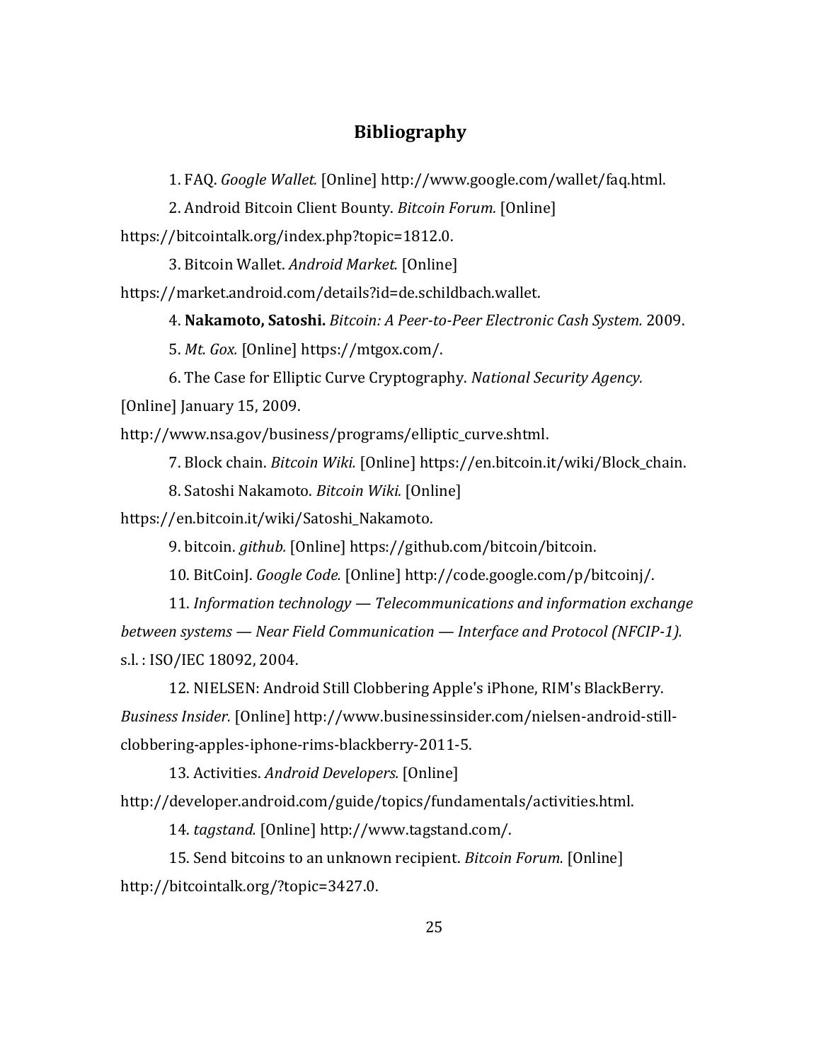# Bibliography

1. FAQ. *Google Wallet.* [Online] http://www.google.com/wallet/faq.html.

2. Android Bitcoin Client Bounty. *Bitcoin Forum.* [Online] https://bitcointalk.org/index.php?topic=1812.0.

3. Bitcoin Wallet. *Android Market.* [Online] https://market.android.com/details?id=de.schildbach.wallet.

4. **Nakamoto, Satoshi.** *Bitcoin: A Peer-to-Peer Electronic Cash System.* 2009.

5. *Mt. Gox.* [Online] https://mtgox.com/.

6. The Case for Elliptic Curve Cryptography. *National Security Agency.* [Online] January 15, 2009. http://www.nsa.gov/business/programs/elliptic_curve.shtml.

7. Block chain. *Bitcoin Wiki.* [Online] https://en.bitcoin.it/wiki/Block_chain.

8. Satoshi Nakamoto. *Bitcoin Wiki.* [Online] https://en.bitcoin.it/wiki/Satoshi_Nakamoto.

9. bitcoin. *github.* [Online] https://github.com/bitcoin/bitcoin.

10. BitCoinJ. *Google Code.* [Online] http://code.google.com/p/bitcoinj/.

11. *Information technology — Telecommunications and information exchange between systems — Near Field Communication — Interface and Protocol (NFCIP-1).* s.l. : ISO/IEC 18092, 2004.

12. NIELSEN: Android Still Clobbering Apple's iPhone, RIM's BlackBerry. *Business Insider.* [Online] http://www.businessinsider.com/nielsen-android-still-clobbering-apples-iphone-rims-blackberry-2011-5.

13. Activities. *Android Developers.* [Online] http://developer.android.com/guide/topics/fundamentals/activities.html.

14. *tagstand.* [Online] http://www.tagstand.com/.

15. Send bitcoins to an unknown recipient. *Bitcoin Forum.* [Online] http://bitcointalk.org/?topic=3427.0.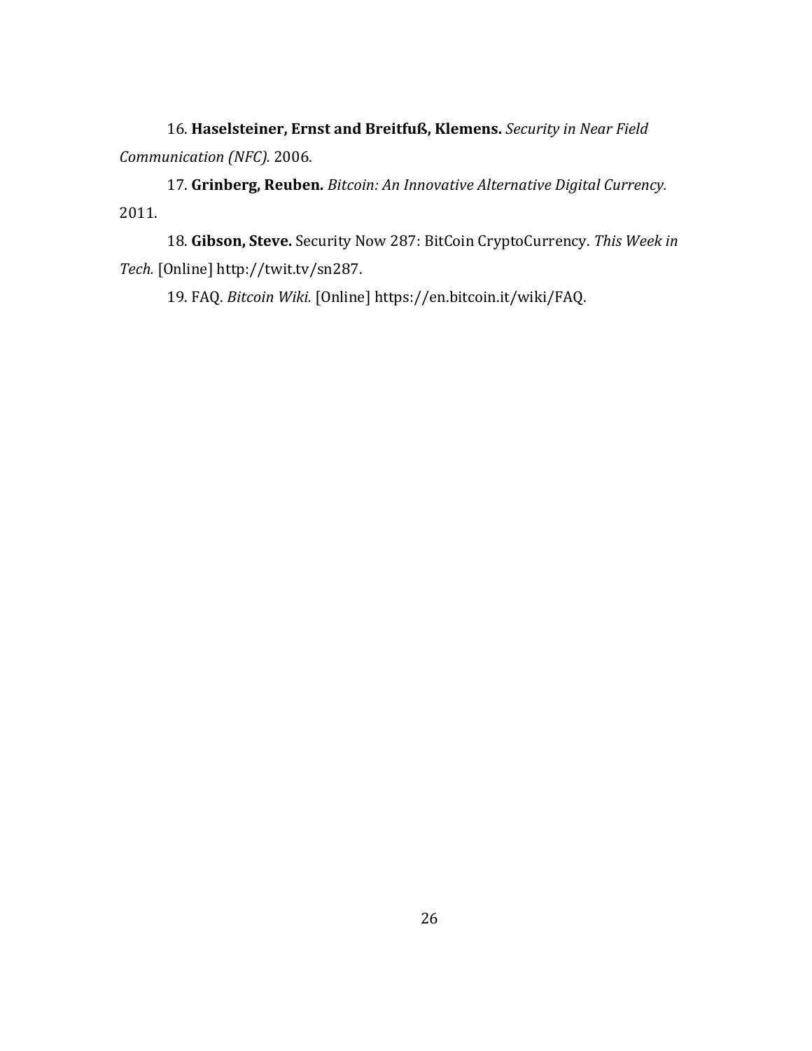16. **Haselsteiner, Ernst and Breitfuß, Klemens.** *Security in Near Field Communication (NFC).* 2006.

17. **Grinberg, Reuben.** *Bitcoin: An Innovative Alternative Digital Currency.* 2011.

18. **Gibson, Steve.** Security Now 287: BitCoin CryptoCurrency. *This Week in Tech.* [Online] http://twit.tv/sn287.

19. FAQ. *Bitcoin Wiki.* [Online] https://en.bitcoin.it/wiki/FAQ.